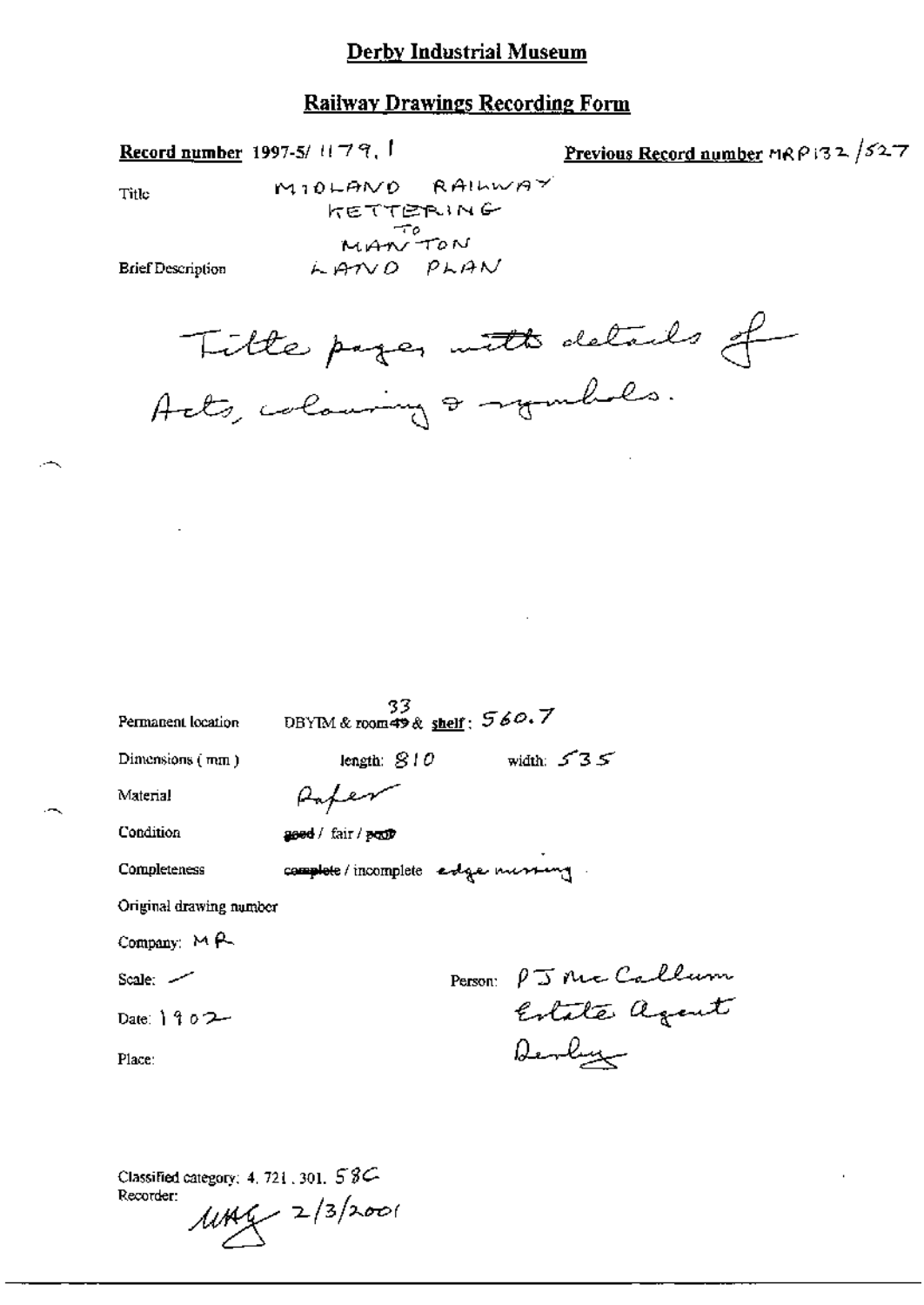# Derby Industrial Museum

## Railway Drawings Recording Form

**Record number** 1997-5/ 1179. 1 **Previous Record number** MRP132 /527

Title MIDLAND RAILWAY
KETTERING
TO
MANTON

Brief Description LAND PLAN

Title pages with details of Acts, colouring & symbols.

Permanent location DBYIM & room ~~49~~ 33 & **shelf**: 560.7

Dimensions (mm) length: 810 width: 535

Material Paper

Condition ~~good~~ / fair / ~~poor~~

Completeness ~~complete~~ / incomplete edge missing

Original drawing number

Company: MR

Scale: —

Date: 1902

Place:

Person: PJ McCallum
Estate Agent
Derby

Classified category: 4. 721. 301. 58C
Recorder: MAG 2/3/2001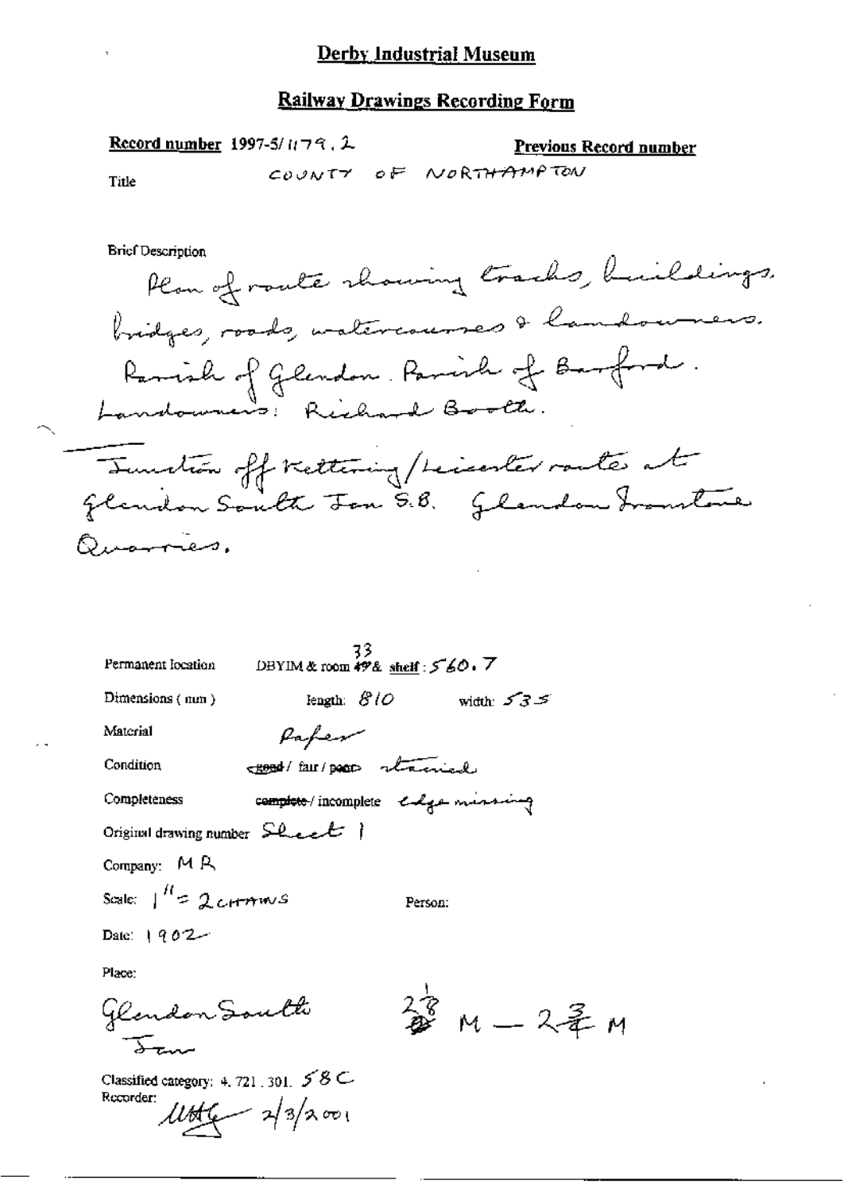## Derby Industrial Museum

### Railway Drawings Recording Form

**Record number** 1997-5/1179.2

**Previous Record number**

Title COUNTY OF NORTHAMPTON

Brief Description

Plan of route showing tracks, buildings, bridges, roads, watercourses & landowners. Parish of Glendon. Parish of Barford. Landowners: Richard Booth.

Junction off Kettering/Leicester route at Glendon South Jcn S.B. Glendon Ironstone Quarries.

Permanent location DBYIM & room ~~49~~ 33 & shelf: 560.7

Dimensions (mm) length: 810 width: 535

Material Paper

Condition ~~good~~ / fair / ~~poor~~ stained

Completeness ~~complete~~ / incomplete edge missing

Original drawing number Sheet 1

Company: MR

Scale: 1" = 2 CHAINS

Person:

Date: 1902

Place:

Glendon South Jcn

$28\frac{1}{4}$ M — $28\frac{3}{4}$ M

Classified category: 4.721.301. 58C

Recorder: [signature] 2/3/2001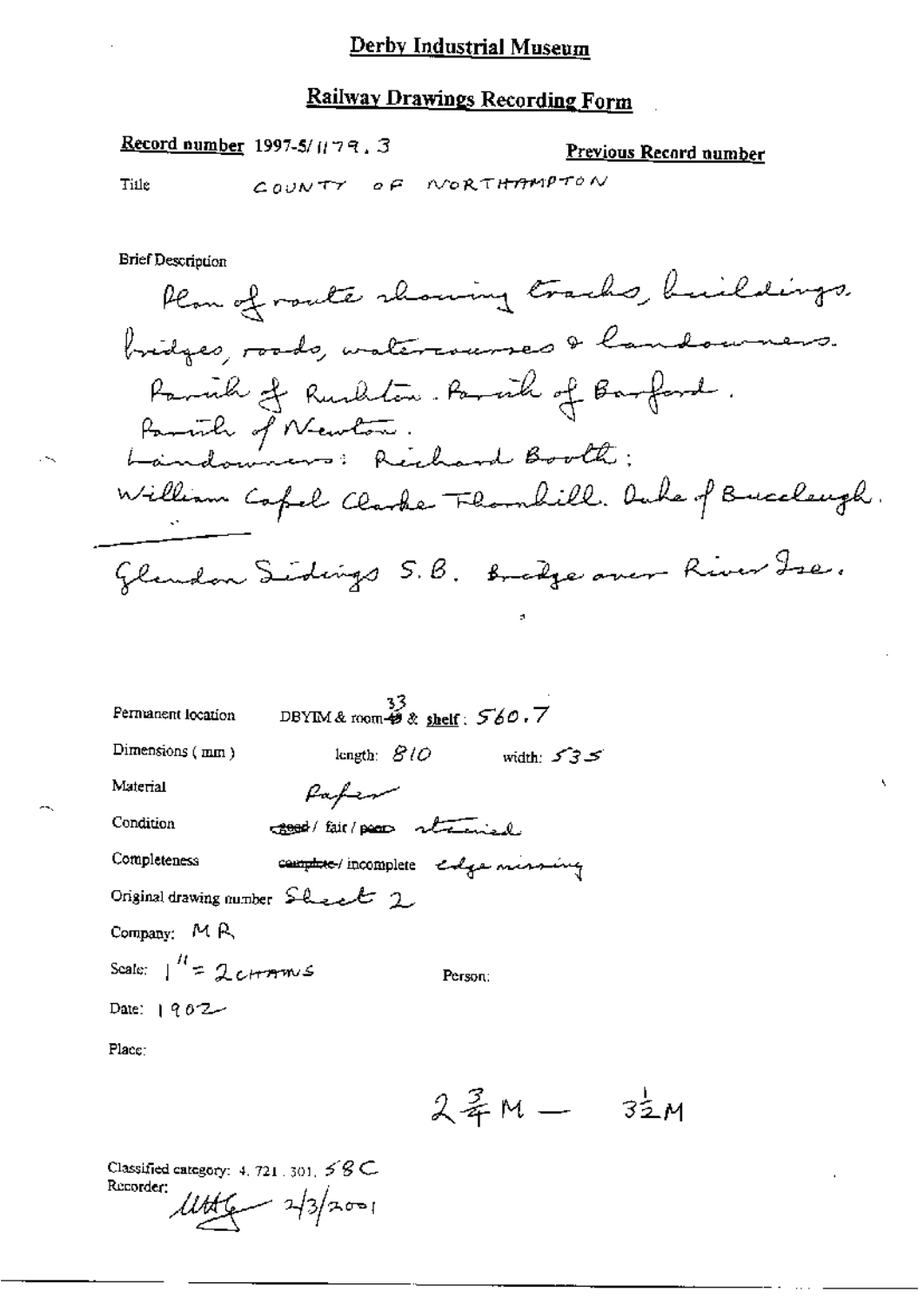# Derby Industrial Museum

## Railway Drawings Recording Form

**Record number** 1997-5/1179.3 **Previous Record number**

Title COUNTY OF NORTHAMPTON

Brief Description

Plan of route showing tracks, buildings, bridges, roads, watercourses & landowners.
Parish of Rushton. Parish of Barford.
Parish of Newton.
Landowners: Richard Booth;
William Capel Clarke Thornhill. Duke of Buccleugh.

---

Glendon Sidings S.B. Bridge over River Ise.

Permanent location DBYIM & room 33 & shelf: 560.7

Dimensions (mm) length: 810 width: 535

Material Paper

Condition ~~good~~ / fair / ~~poor~~ stained

Completeness ~~complete~~ / incomplete edge missing

Original drawing number Sheet 2

Company: MR

Scale: 1" = 2 CHAINS Person:

Date: 1902

Place:

$2\frac{3}{4}$M — $3\frac{1}{2}$M

Classified category: 4.721.301.58C

Recorder: [signature] 2/3/2001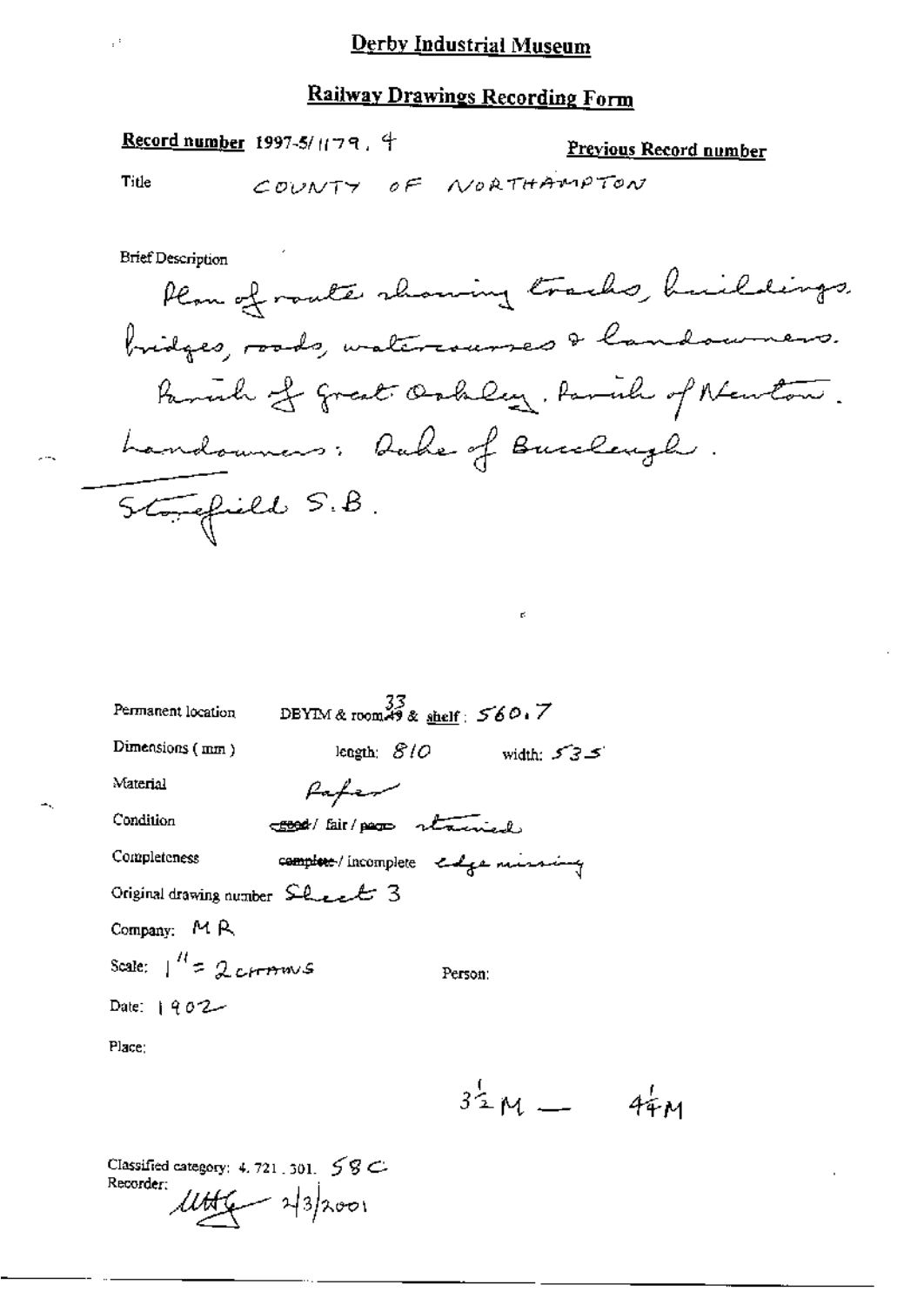# Derby Industrial Museum

## Railway Drawings Recording Form

**Record number** 1997-5/1179. 4

**Previous Record number**

Title COUNTY OF NORTHAMPTON

Brief Description

Plan of route showing tracks, buildings, bridges, roads, watercourses & landowners. Parish of Great Oakley. Parish of Newton. Landowners: Duke of Buccleugh.

Stonefield S.B.

Permanent location DBYIM & room 33 & shelf: 560.7

Dimensions (mm) length: 810 width: 535

Material Paper

Condition good / fair / poor stained

Completeness complete / incomplete edge missing

Original drawing number Sheet 3

Company: MR

Scale: 1" = 2 chains

Person:

Date: 1902

Place:

3½ M — 4¼ M

Classified category: 4.721.301. 58 C

Recorder: 2/3/2001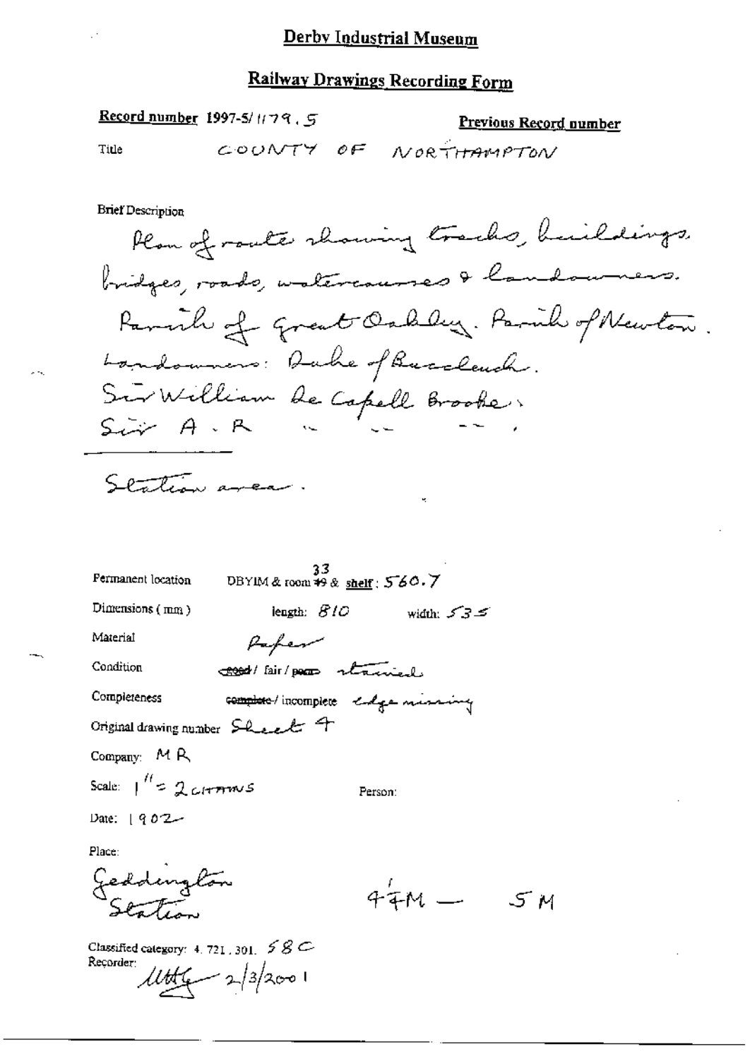# Derby Industrial Museum

## Railway Drawings Recording Form

**Record number** 1997-5/1179.5 **Previous Record number**

Title COUNTY OF NORTHAMPTON

Brief Description

Plan of route showing tracks, buildings, bridges, roads, watercourses & landowners.
Parish of Great Oakley. Parish of Newton.
Landowners: Duke of Buccleuch.
Sir William de Capell Brooke.
Sir A. R " " " .

Station area.

Permanent location DBYIM & room ~~49~~ 33 & **shelf**: 560.7

Dimensions (mm) length: 810 width: 535

Material Paper

Condition ~~good~~ / fair / ~~poor~~ stained

Completeness ~~complete~~ / incomplete edge missing

Original drawing number Sheet 4

Company: MR

Scale: 1" = 2 CHAINS Person:

Date: 1902

Place:

Geddington Station $44\frac{1}{4}$M — 5M

Classified category: 4. 721. 301. 58C

Recorder: [signature] 2/3/2001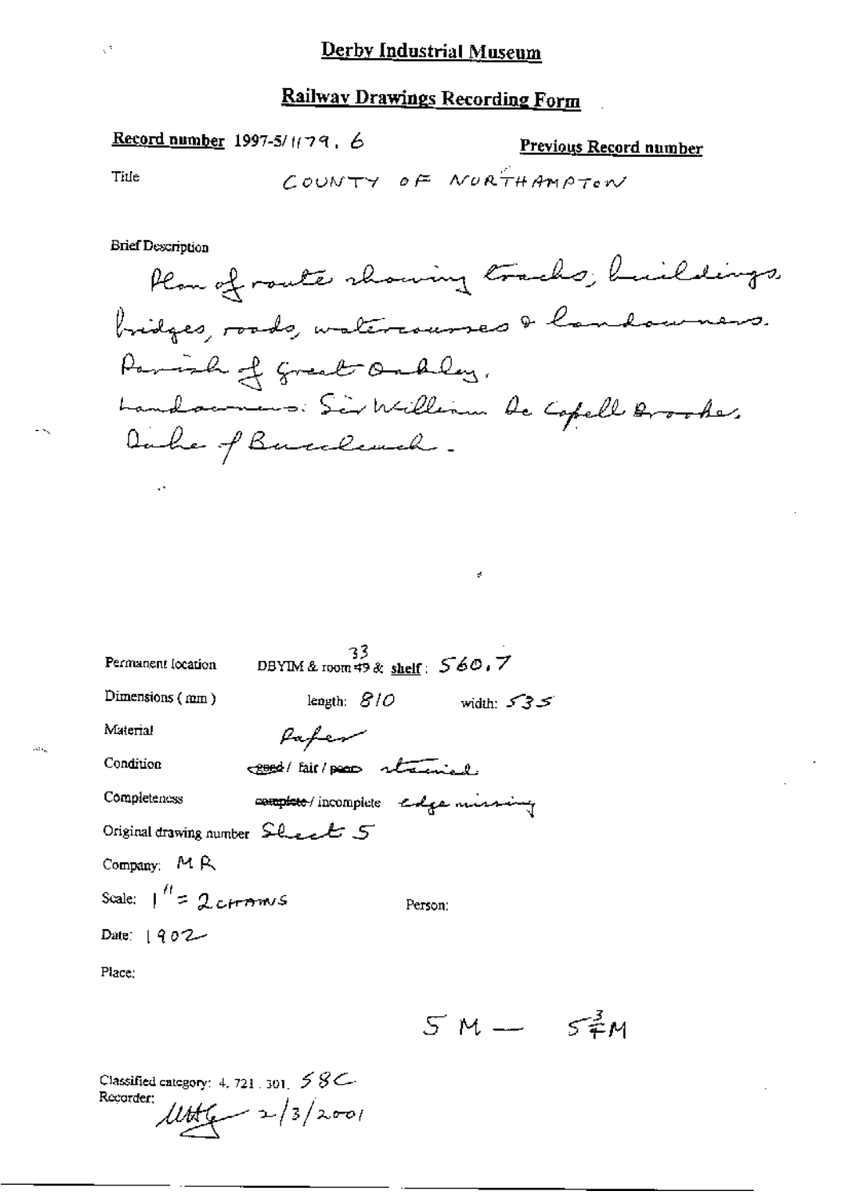# Derby Industrial Museum

## Railway Drawings Recording Form

**Record number** 1997-5/1179. 6

**Previous Record number**

Title: COUNTY OF NORTHAMPTON

Brief Description

Plan of route showing tracks, buildings, bridges, roads, watercourses & landowners. Parish of Great Oakley. Landowners: Sir William De Capell Brooke, Duke of Buccleuch.

Permanent location: DBYIM & room ~~49~~ 33 & shelf: 560.7

Dimensions (mm): length: 810 width: 535

Material: Paper

Condition: ~~good~~ / fair / ~~poor~~ stained

Completeness: ~~complete~~ / incomplete edge missing

Original drawing number: Sheet 5

Company: MR

Scale: 1" = 2 CHAINS

Person:

Date: 1902

Place:

5 M — 5¾ M

Classified category: 4. 721. 301. 58C

Recorder: [signature] 2/3/2001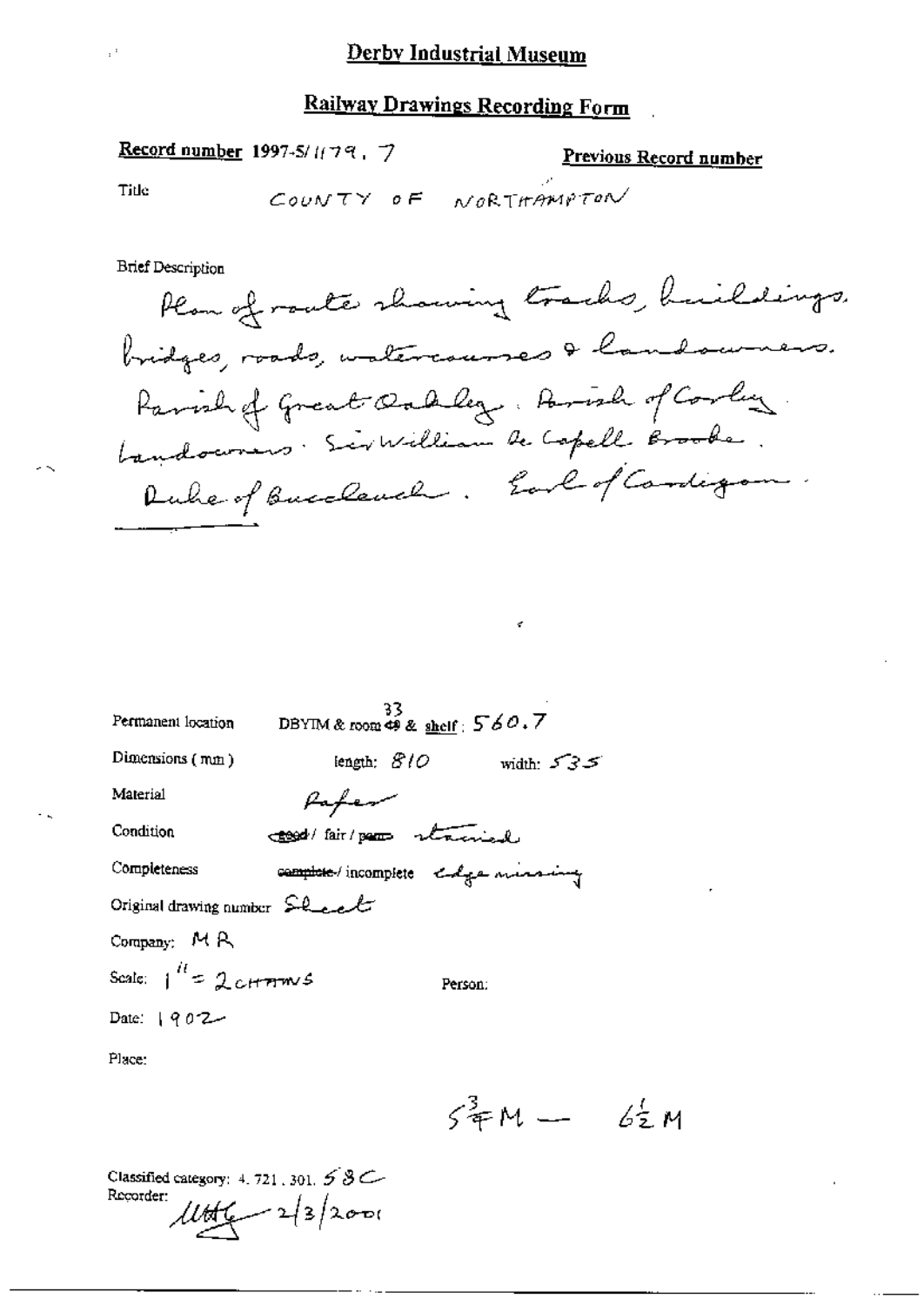# Derby Industrial Museum

## Railway Drawings Recording Form

**Record number** 1997-5/1179. 7

**Previous Record number**

Title: COUNTY OF NORTHAMPTON

Brief Description

Plan of route showing tracks, buildings, bridges, roads, watercourses & landowners. Parish of Great Oakley. Parish of Corby. Landowners: Sir William de Capell Brooke. Duke of Buccleuch. Earl of Cardigan.

Permanent location: DBYIM & room ~~49~~ 33 & shelf: 560.7

Dimensions (mm): length: 810 width: 535

Material: Paper

Condition: ~~good~~ / fair / ~~poor~~ stained

Completeness: ~~complete~~ / incomplete edge missing

Original drawing number: Sheet

Company: MR

Scale: 1" = 2 CHAINS

Person:

Date: 1902

Place:

$5\frac{3}{4}$M — $6\frac{1}{2}$M

Classified category: 4. 721. 301. 58C

Recorder: [signature] 2/3/2001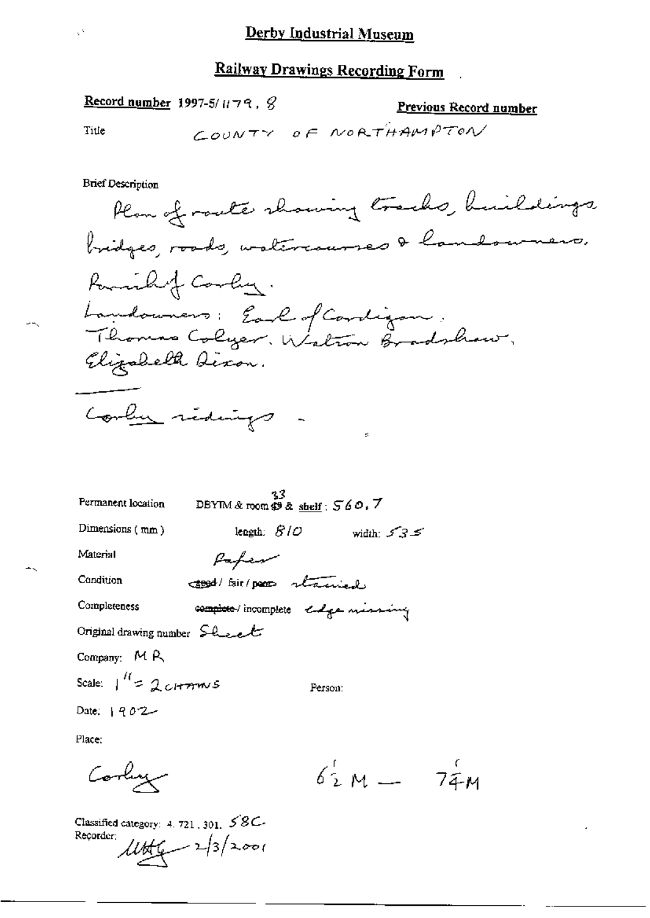# Derby Industrial Museum

## Railway Drawings Recording Form

**Record number** 1997-5/1179 . 8

**Previous Record number**

Title COUNTY OF NORTHAMPTON

Brief Description

Plan of route showing tracks, buildings, bridges, roads, watercourses & landowners.

Parish of Corby.

Landowners: Earl of Cardigan. Thomas Colyer. Walton Bradshaw, Elizabeth Dixon.

Corby sidings -

Permanent location DBYIM & room 33 & shelf : 560.7

Dimensions (mm) length: 810 width: 535

Material Paper

Condition good / fair / poor stained

Completeness complete / incomplete edge missing

Original drawing number Sheet

Company: MR

Scale: 1" = 2 CHAINS

Person:

Date: 1902

Place:

Corby

$6\frac{1}{2}$ M — $7\frac{1}{4}$ M

Classified category: 4. 721. 301. 58C.

Recorder: MHG 2/3/2001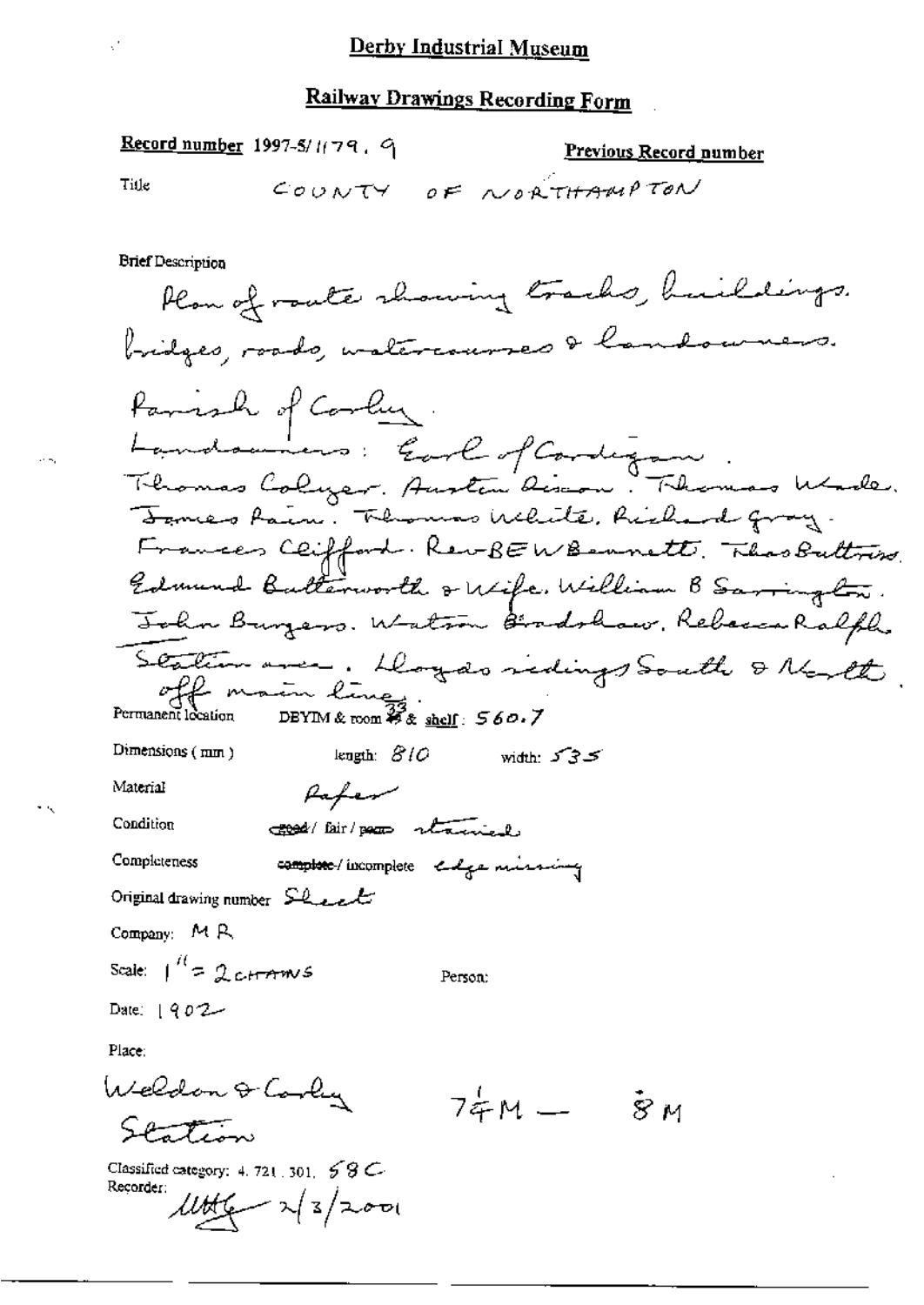## Derby Industrial Museum

## Railway Drawings Recording Form

**Record number** 1997-5/1179. 9 **Previous Record number**

Title COUNTY OF NORTHAMPTON

Brief Description

Plan of route showing tracks, buildings, bridges, roads, watercourses & landowners.
Parish of Corby.
Landowners: Earl of Cardigan. Thomas Colyer. Austin Dixon. Thomas Wade. James Pain. Thomas White. Richard Gray. Frances Clifford. Rev BEW Bennett. Thos Buttress. Edmund Butterworth & Wife. William B Sarrington. John Burgess. Watson Bradshaw. Rebecca Ralph. Station area. Lloyds sidings South & North off main line.

Permanent location DEYIM & room 33 & shelf: 560.7

Dimensions (mm) length: 810 width: 535

Material Paper

Condition ~~good~~ / fair / ~~poor~~ stained

Completeness ~~complete~~ / incomplete edge missing

Original drawing number Sheet

Company: MR

Scale: 1" = 2 CHAINS Person:

Date: 1902

Place:

Weldon & Corby Station 7¼M — 8M

Classified category: 4. 721. 301. 58C

Recorder: [signature] 2/3/2001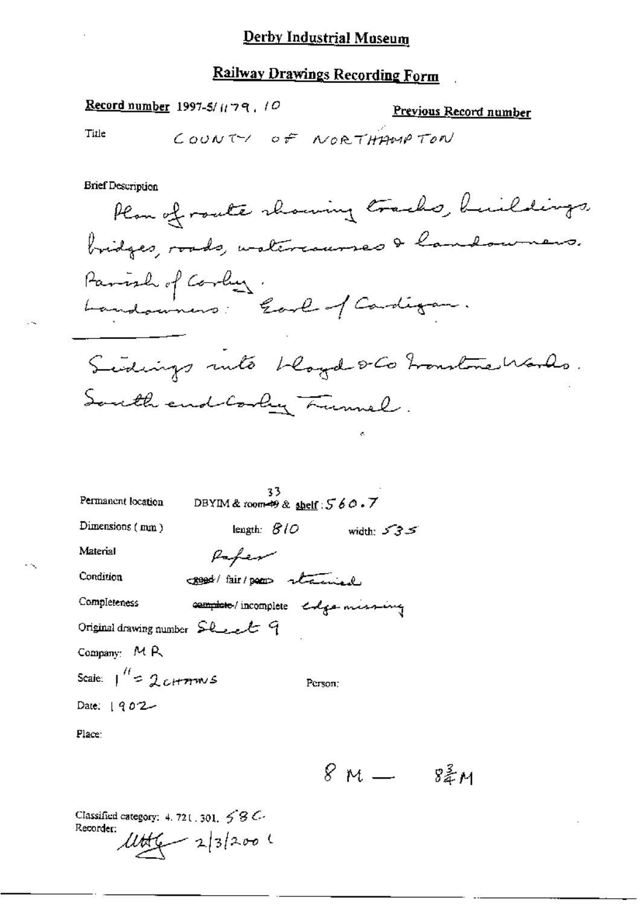# Derby Industrial Museum

## Railway Drawings Recording Form

**Record number** 1997-5/1179. 10

**Previous Record number**

Title COUNTY OF NORTHAMPTON

Brief Description

Plan of route showing tracks, buildings, bridges, roads, watercourses & landowners.
Parish of Corby.
Landowners: Earl of Cardigan.

Sidings into Lloyd & Co Ironstone Works.
South end Corby Tunnel.

Permanent location DBYIM & room ~~49~~ 33 & shelf: 560.7

Dimensions (mm) length: 810 width: 535

Material Paper

Condition ~~good~~ / fair / ~~poor~~ stained

Completeness ~~complete~~ / incomplete edge missing

Original drawing number Sheet 9

Company: MR

Scale: 1" = 2 CHAINS

Person:

Date: 1902

Place:

8 M — $8\frac{3}{4}$ M

Classified category: 4. 721. 301. 58 C.

Recorder: [signature] 2/3/2001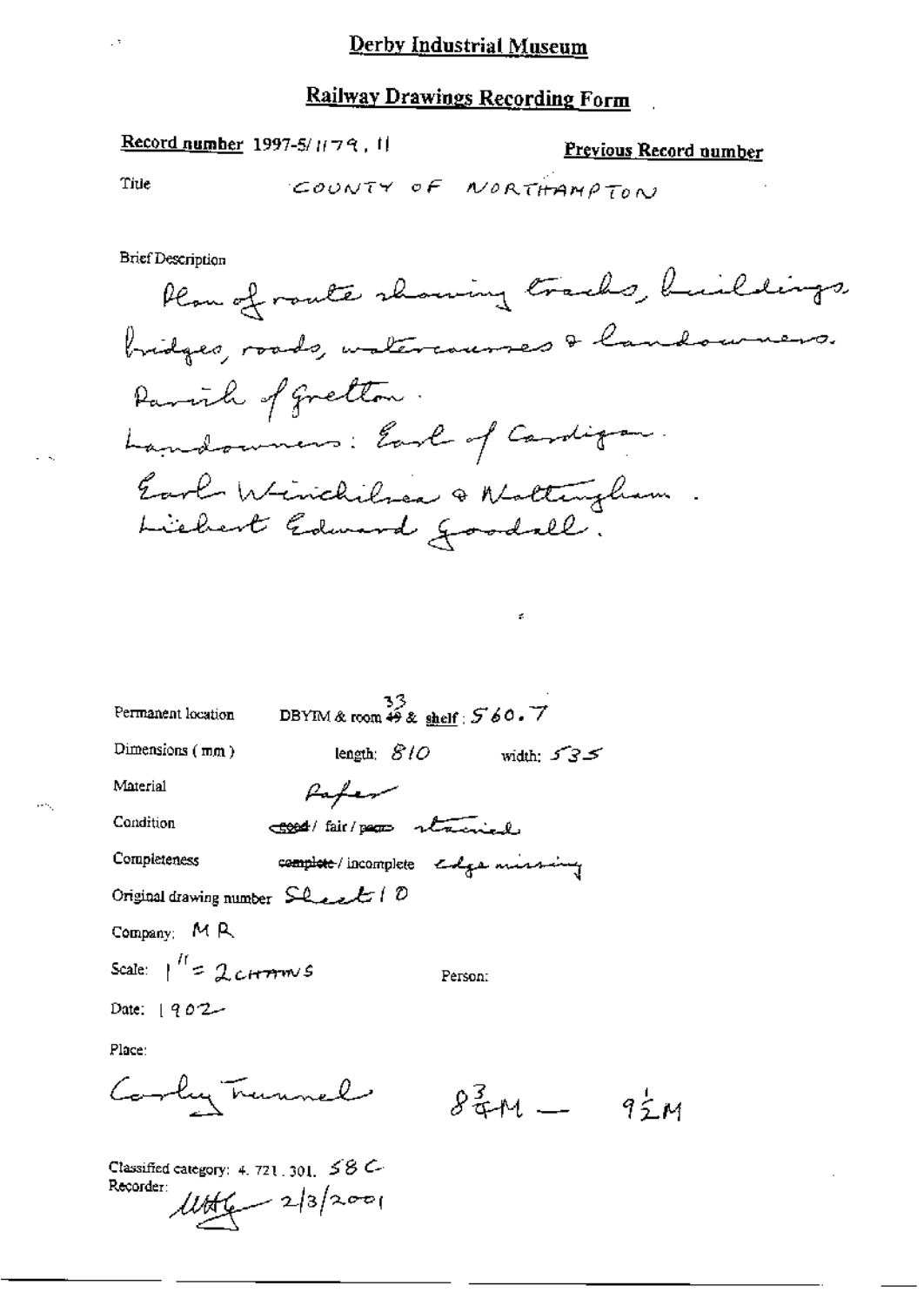# Derby Industrial Museum

## Railway Drawings Recording Form

**Record number** 1997-5/1179 . 11

**Previous Record number**

Title COUNTY OF NORTHAMPTON

Brief Description

Plan of route showing tracks, buildings bridges, roads, watercourses & landowners. Parish of Gretton. Landowners: Earl of Cardigan. Earl Winchilsea & Nottingham. Lichert Edward Goodall.

Permanent location DBYIM & room ~~49~~ 33 & shelf: 560.7

Dimensions (mm) length: 810 width: 535

Material Paper

Condition ~~good~~ / fair / ~~poor~~ stained

Completeness ~~complete~~ / incomplete edge missing

Original drawing number Sheet 10

Company: MR

Scale: 1" = 2 CHAINS

Person:

Date: 1902

Place:

Corby Tunnel $8\frac{3}{4}$M — $9\frac{1}{2}$M

Classified category: 4. 721. 301. 58 C

Recorder: [signature] 2/3/2001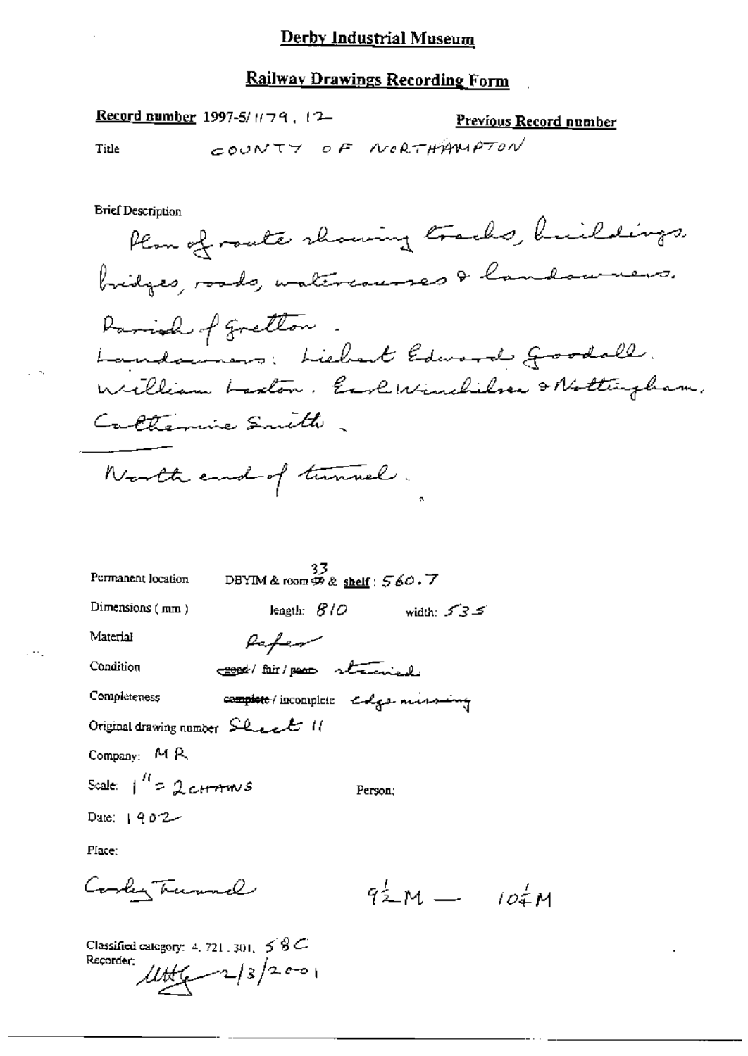# Derby Industrial Museum

## Railway Drawings Recording Form

**Record number** 1997-5/1179.12

**Previous Record number**

Title COUNTY OF NORTHAMPTON

Brief Description

Plan of route showing tracks, buildings, bridges, roads, watercourses & landowners.

Parish of Gretton.

Landowners: Hiebert Edward Goodall. William Laxton. Earl Winchilsea & Nottingham. Catherine Smith.

North end of tunnel.

Permanent location DBYIM & room 33 & shelf: 560.7

Dimensions (mm) length: 810 width: 535

Material Paper

Condition ~~good~~ / fair / ~~poor~~ stained

Completeness ~~complete~~ / incomplete edge missing

Original drawing number Sheet 11

Company: MR

Scale: 1" = 2 CHAINS

Person:

Date: 1902

Place:

Corby Tunnel $9\frac{1}{2}$M — $10\frac{1}{4}$M

Classified category: 4.721.301.58C

Recorder: [signature] 2/3/2001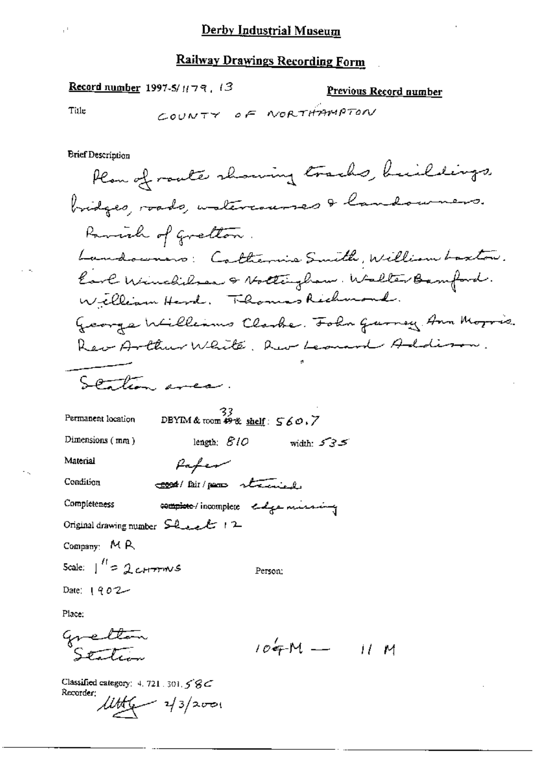# Derby Industrial Museum

## Railway Drawings Recording Form

**Record number** 1997-5/1179, 13

**Previous Record number**

Title COUNTY OF NORTHAMPTON

Brief Description

Plan of route showing tracks, buildings, bridges, roads, watercourses & landowners.
Parish of Gretton.
Landowners: Catherine Smith, William Laxton. Earl Winchilsea & Nottingham. Walter Bamford. William Herd. Thomas Richmond. George Williams Clarke. John Gurney. Ann Morris. Rev Arthur White. Rev Leonard Addison.

Station area.

Permanent location DBYIM & room ~~49~~ 33 & shelf: 560.7

Dimensions (mm) length: 810 width: 535

Material Paper

Condition ~~good~~ / fair / ~~poor~~ stained

Completeness ~~complete~~ / incomplete edge missing

Original drawing number Sheet 12

Company: MR

Scale: 1" = 2 CHAINS

Person:

Date: 1902

Place:

Gretton Station

104M — 11 M

Classified category: 4. 721. 301. 58C

Recorder: UHG 2/3/2001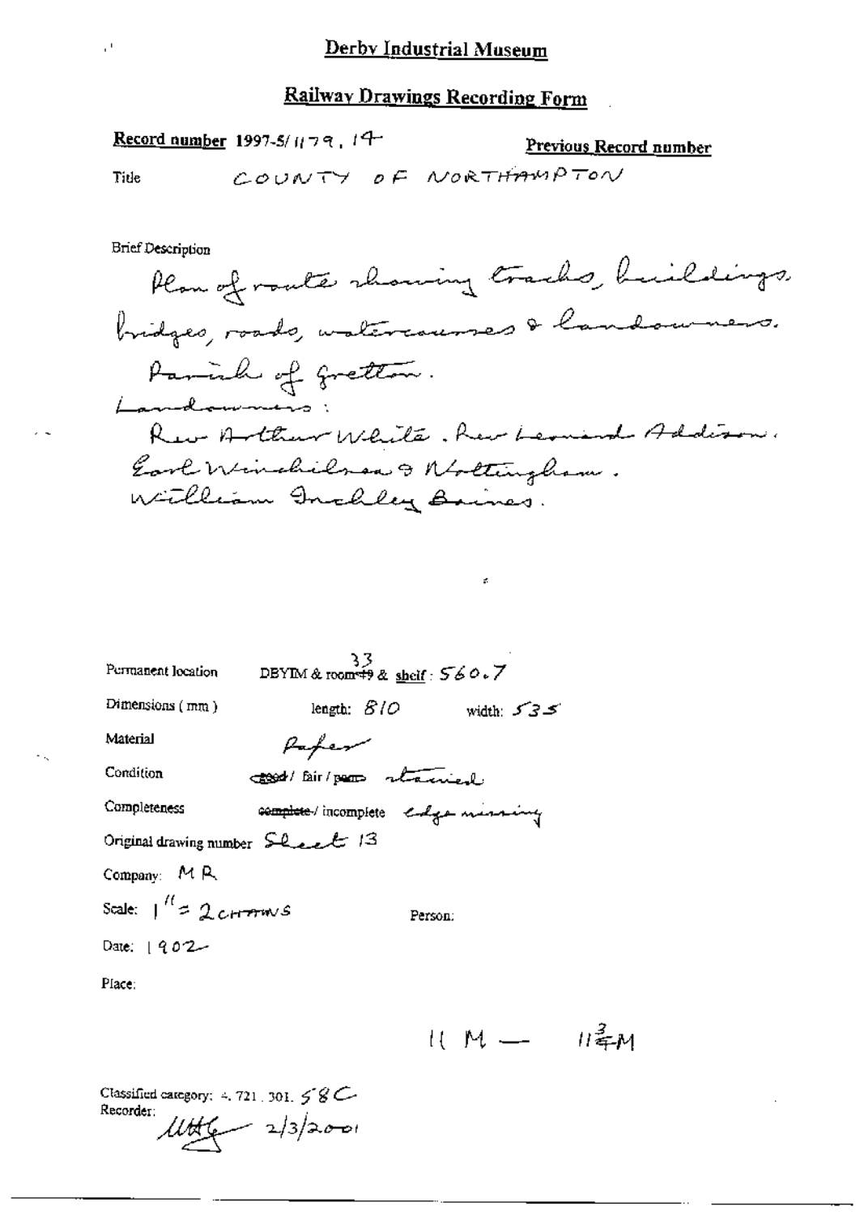# Derby Industrial Museum

## Railway Drawings Recording Form

**Record number** 1997-5/1179.14 **Previous Record number**

Title COUNTY OF NORTHAMPTON

Brief Description

Plan of route showing tracks, buildings, bridges, roads, watercourses & landowners.
Parish of Gretton.
Landowners:
Rev Arthur White. Rev Leonard Addison.
Earl Winchilsea & Nottingham.
William Inchley Baines.

Permanent location DBYIM & room 33 & shelf: 560.7

Dimensions (mm) length: 810 width: 535

Material Paper

Condition ~~good~~ / fair / ~~poor~~ stained

Completeness ~~complete~~ / incomplete edge missing

Original drawing number Sheet 13

Company: MR

Scale: 1" = 2 CHAINS Person:

Date: 1902

Place:

11 M — 11 3/4 M

Classified category: 4.721.301.58C

Recorder: [signature] 2/3/2001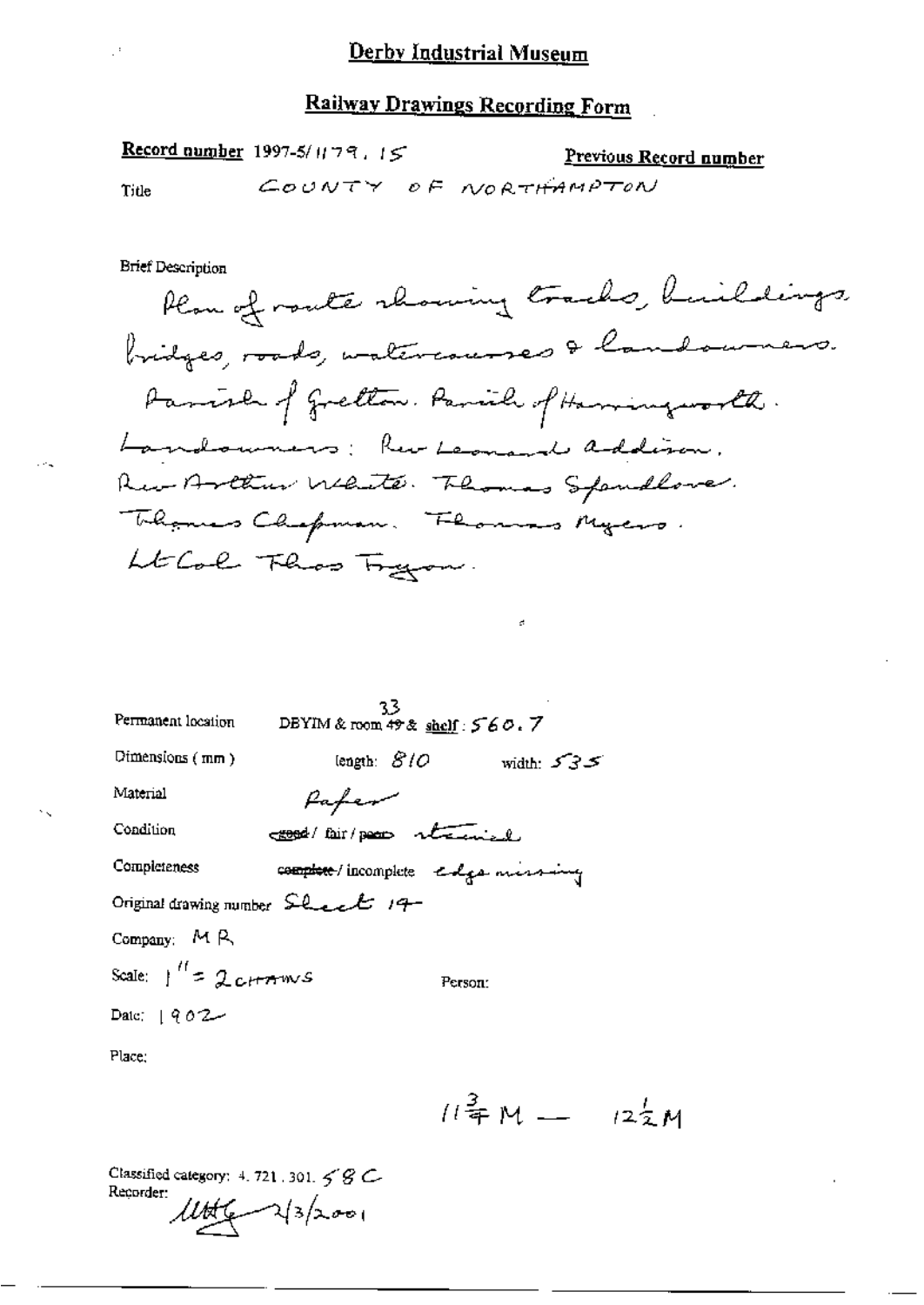# Derby Industrial Museum

## Railway Drawings Recording Form

**Record number** 1997-5/1179.15

**Previous Record number**

Title COUNTY OF NORTHAMPTON

Brief Description

Plan of route showing tracks, buildings, bridges, roads, watercourses & landowners. Parish of Gretton. Parish of Harringworth. Landowners: Rev Leonard Addison, Rev Arthur White. Thomas Spendlove. Thomas Chapman. Thomas Myers. Lt Col Thos Tryon.

Permanent location DBYIM & room ~~49~~ 33 & shelf: 560.7

Dimensions (mm) length: 810 width: 535

Material Paper

Condition ~~good~~ / fair / ~~poor~~ stained

Completeness ~~complete~~ / incomplete edge missing

Original drawing number Sheet 14

Company: MR

Scale: 1" = 2 CHAINS

Person:

Date: 1902

Place:

$11\frac{3}{4}$ M — $12\frac{1}{2}$ M

Classified category: 4.721.301.58 C

Recorder: [signature] 2/3/2001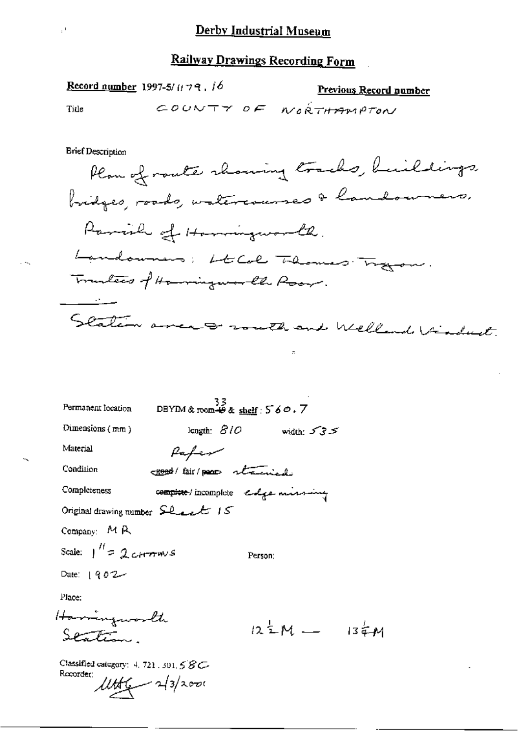# Derby Industrial Museum

## Railway Drawings Recording Form

**Record number** 1997-5/1179.16

**Previous Record number**

Title COUNTY OF NORTHAMPTON

Brief Description

Plan of route showing tracks, buildings bridges, roads, watercourses & landowners.

Parish of Harringworth.

Landowners: Lt Col Thomas Tryon.

Trustees of Harringworth Poor.

Station area & south end Welland Viaduct.

Permanent location DBYIM & room ~~49~~ 33 & shelf: 560.7

Dimensions (mm) length: 810 width: 535

Material Paper

Condition ~~good~~ / fair / ~~poor~~ stained

Completeness ~~complete~~ / incomplete edge missing

Original drawing number Sheet 15

Company: MR

Scale: 1" = 2 CHAINS

Person:

Date: 1902

Place:

Harringworth Station.

$12\frac{1}{2}$M — $13\frac{1}{4}$M

Classified category: 4.721.301.58C

Recorder: MHG 2/3/2001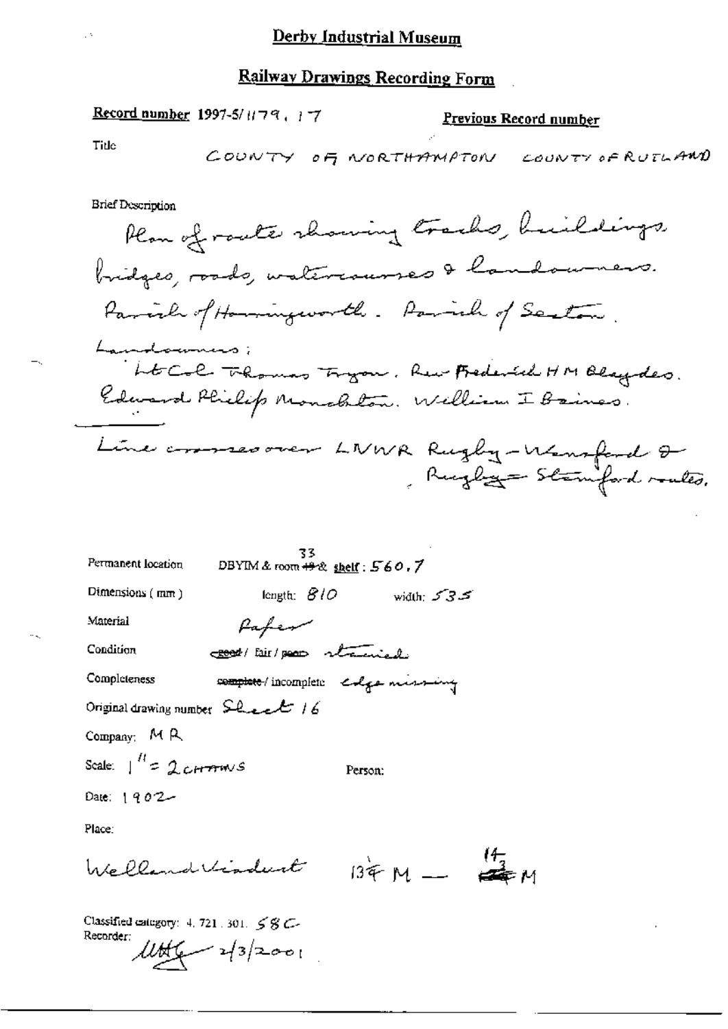# Derby Industrial Museum

## Railway Drawings Recording Form

**Record number** 1997-5/1179. 17

**Previous Record number**

Title

COUNTY OF NORTHAMPTON COUNTY OF RUTLAND

Brief Description

Plan of route showing tracks, buildings bridges, roads, watercourses & landowners.
Parish of Harringworth. Parish of Seaton.
Landowners:
Lt Col Thomas Tryon. Rev Frederick H M Blaydes.
Edward Philip Monckton. William I Baines.

Line crosses over LNWR Rugby-Wansford & Rugby-Stamford routes.

Permanent location: DBYIM & room 33 & shelf: 560.7

Dimensions (mm): length: 810 width: 535

Material: Paper

Condition: ~~good~~ / fair / ~~poor~~ stained

Completeness: ~~complete~~ / incomplete edge missing

Original drawing number: Sheet 16

Company: MR

Scale: 1" = 2 CHAINS

Person:

Date: 1902

Place:

Welland Viaduct 13¾ M — 14⅓ M

Classified category: 4. 721. 301. 58 C

Recorder: UHG 2/3/2001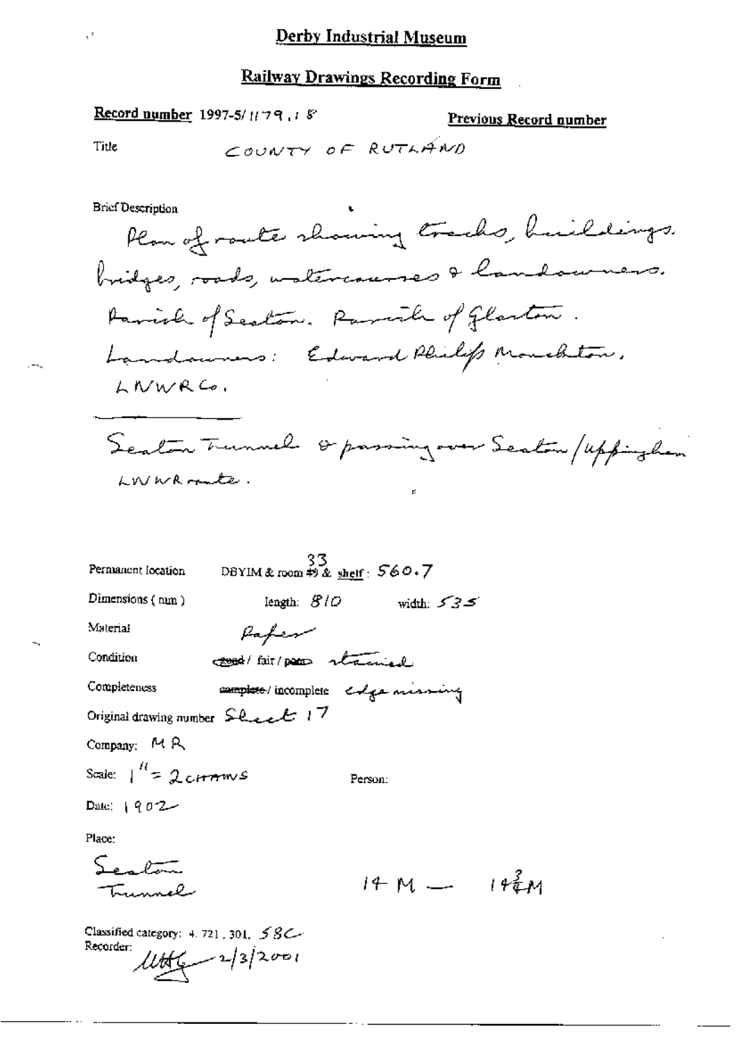# Derby Industrial Museum

## Railway Drawings Recording Form

**Record number** 1997-5/1179.18

**Previous Record number**

Title COUNTY OF RUTLAND

Brief Description

Plan of route showing tracks, buildings, bridges, roads, watercourses & landowners. Parish of Seaton. Parish of Glaston. Landowners: Edward Philips Monckton. LNWRCo.

Seaton Tunnel & passing over Seaton/Uppingham LNWR route.

Permanent location DBYIM & room 33 & shelf: 560.7

Dimensions (mm) length: 810 width: 535

Material Paper

Condition ~~good~~ / fair / ~~poor~~ stained

Completeness ~~complete~~ / incomplete edge missing

Original drawing number Sheet 17

Company: MR

Scale: 1" = 2 chains

Person:

Date: 1902

Place:

Seaton Tunnel

14 M — 14¾ M

Classified category: 4. 721. 301. 58C

Recorder: [initials] 2/3/2001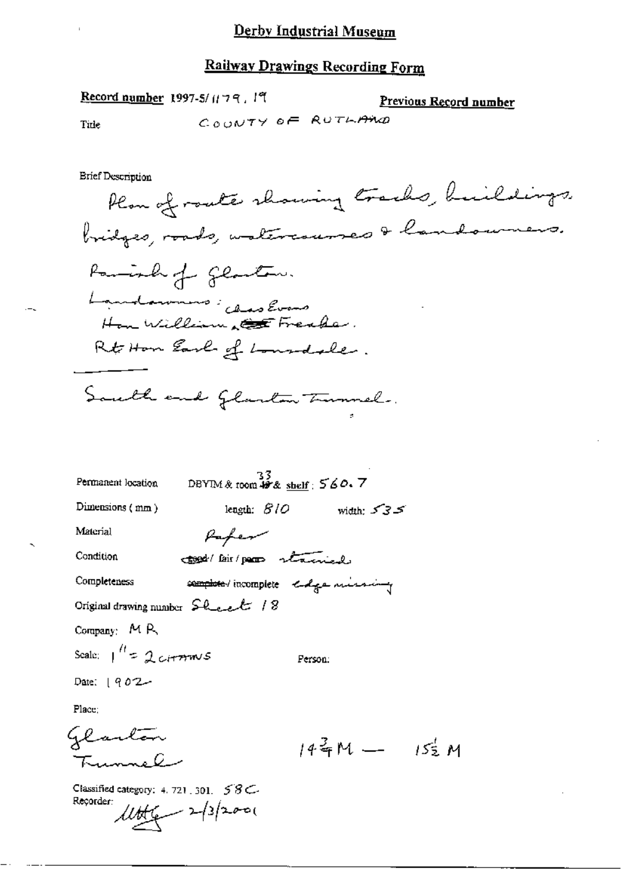# Derby Industrial Museum

## Railway Drawings Recording Form

**Record number** 1997-5/1179.19

**Previous Record number**

Title COUNTY OF RUTLAND

Brief Description

Plan of route showing tracks, buildings, bridges, roads, watercourses & landowners.

Parish of Glaston.

Landowners: Chas Evans
Hon William ~~Ct~~ Fenke.
Rt Hon Earl of Lonsdale.

---

South end Glaston Tunnel.

Permanent location DBYIM & room ~~49~~ 33 & shelf: 560.7

Dimensions (mm) length: 810 width: 535

Material Paper

Condition ~~good~~ / fair / ~~poor~~ stained

Completeness ~~complete~~ / incomplete edge missing

Original drawing number Sheet 18

Company: M R

Scale: 1" = 2 CHAINS

Person:

Date: 1902

Place:

Glaston Tunnel

$14\frac{3}{4}$ M — $15\frac{1}{2}$ M

Classified category: 4.721.301. 58C

Recorder: [signature] 2/3/2001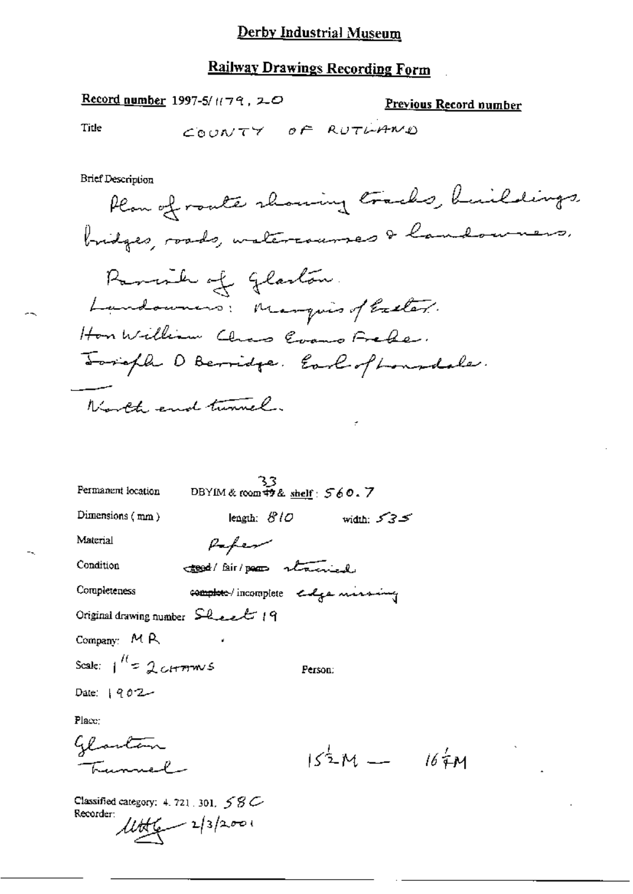# Derby Industrial Museum

## Railway Drawings Recording Form

**Record number** 1997-5/1179, 20

**Previous Record number**

Title COUNTY OF RUTLAND

Brief Description

Plan of route showing tracks, buildings, bridges, roads, watercourses & landowners.

Parish of Glaston.

Landowners: Marquis of Exeter.

Hon William Chas Evans Frebe.

Joseph D Berridge. Earl of Lonsdale.

North end tunnel.

Permanent location DBYIM & room 33 & shelf: 560.7

Dimensions (mm) length: 810 width: 535

Material Paper

Condition good / fair / poor stained

Completeness complete / incomplete edge missing

Original drawing number Sheet 19

Company: MR

Scale: 1" = 2 chains

Person:

Date: 1902

Place:

Glaston Tunnel

$15\frac{1}{2}$M — $16\frac{1}{4}$M

Classified category: 4. 721. 301. 58C

Recorder: MHG 2/3/2001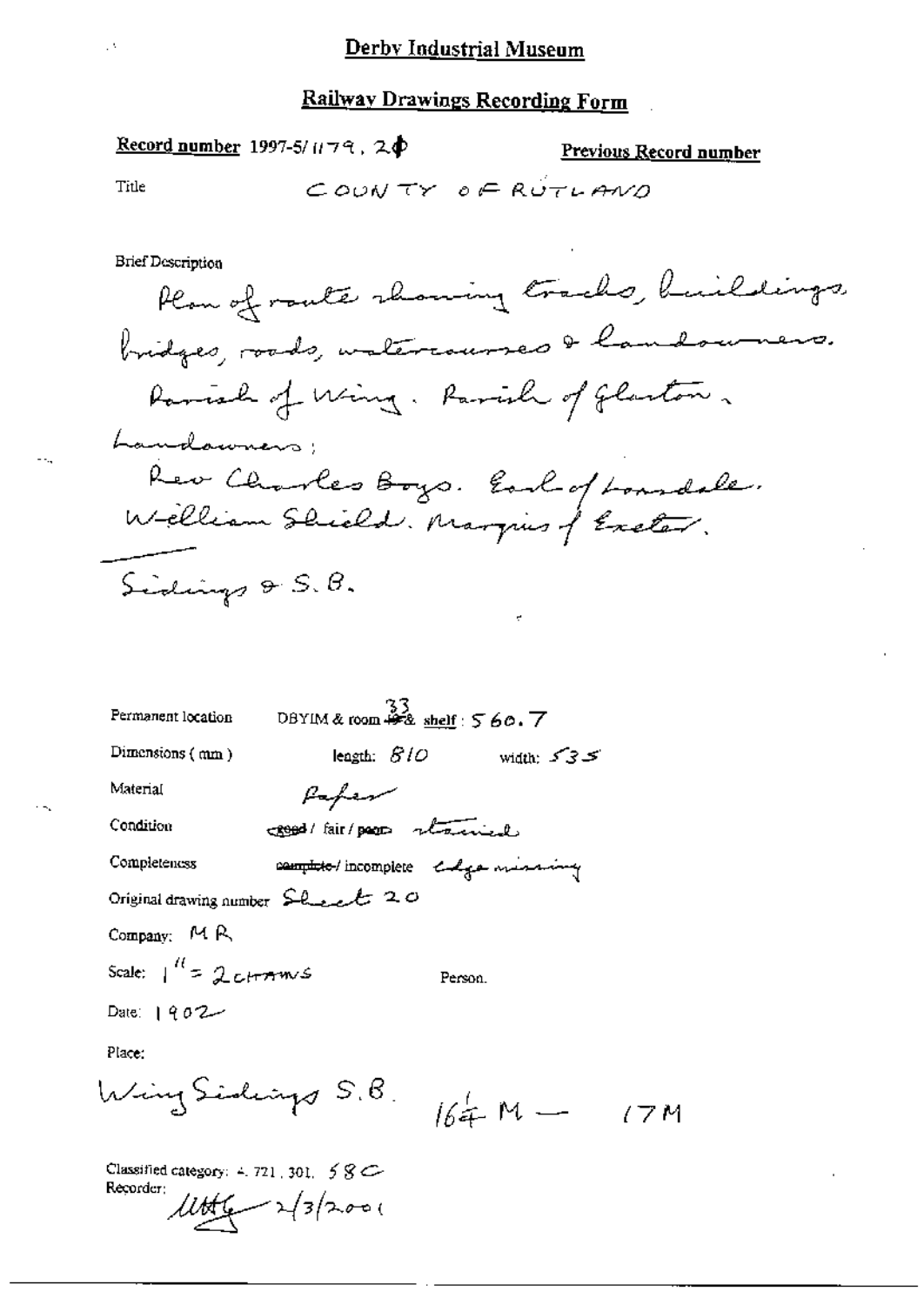# Derby Industrial Museum

## Railway Drawings Recording Form

**Record number** 1997-5/1179.20

**Previous Record number**

Title: COUNTY OF RUTLAND

Brief Description

Plan of route showing tracks, buildings, bridges, roads, watercourses & landowners. Parish of Wing. Parish of Glaston.

Landowners:

Rev Charles Boys. Earl of Lonsdale. William Shield. Marquis of Exeter.

Sidings & S.B.

Permanent location: DBYIM & room 33 & shelf: 560.7

Dimensions (mm): length: 810 width: 535

Material: Paper

Condition: ~~good~~ / fair / ~~poor~~ stained

Completeness: ~~complete~~ / incomplete edge missing

Original drawing number: Sheet 20

Company: MR

Scale: 1" = 2 CHAINS

Person.

Date: 1902

Place:

Wing Sidings S.B. 16¼ M — 17M

Classified category: 4.721.301.58C

Recorder: [signature] 2/3/2001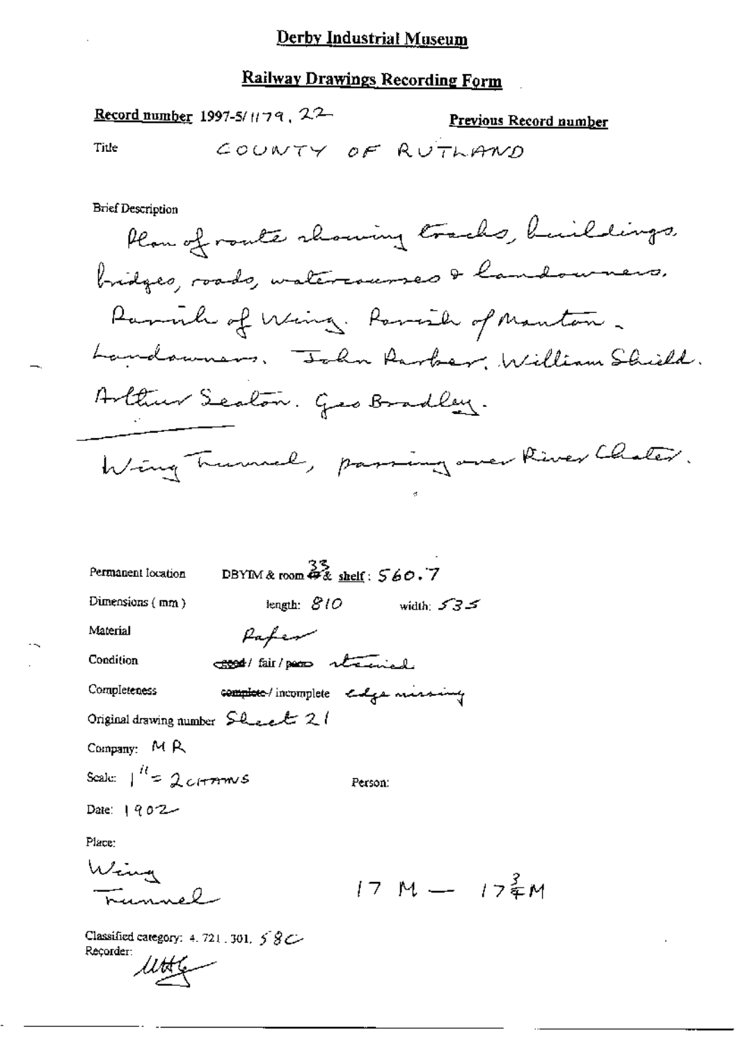# Derby Industrial Museum

## Railway Drawings Recording Form

**Record number** 1997-5/1179. 22

**Previous Record number**

Title: COUNTY OF RUTLAND

Brief Description

Plan of route showing tracks, buildings, bridges, roads, watercourses & landowners. Parish of Wing. Parish of Manton. Landowners. John Parker. William Shield. Arthur Sealon. Geo Bradley.

---

Wing Tunnel, passing over River Chater.

Permanent location: DBYIM & room 33 & shelf: 560.7

Dimensions (mm): length: 810 width: 535

Material: Paper

Condition: ~~good~~ / fair / ~~poor~~ stained

Completeness: ~~complete~~ / incomplete edge missing

Original drawing number: Sheet 21

Company: MR

Scale: 1" = 2 CHAINS

Person:

Date: 1902

Place:

Wing Tunnel

17 M — $17\frac{3}{4}$M

Classified category: 4.721.301. 58C

Recorder: (signature)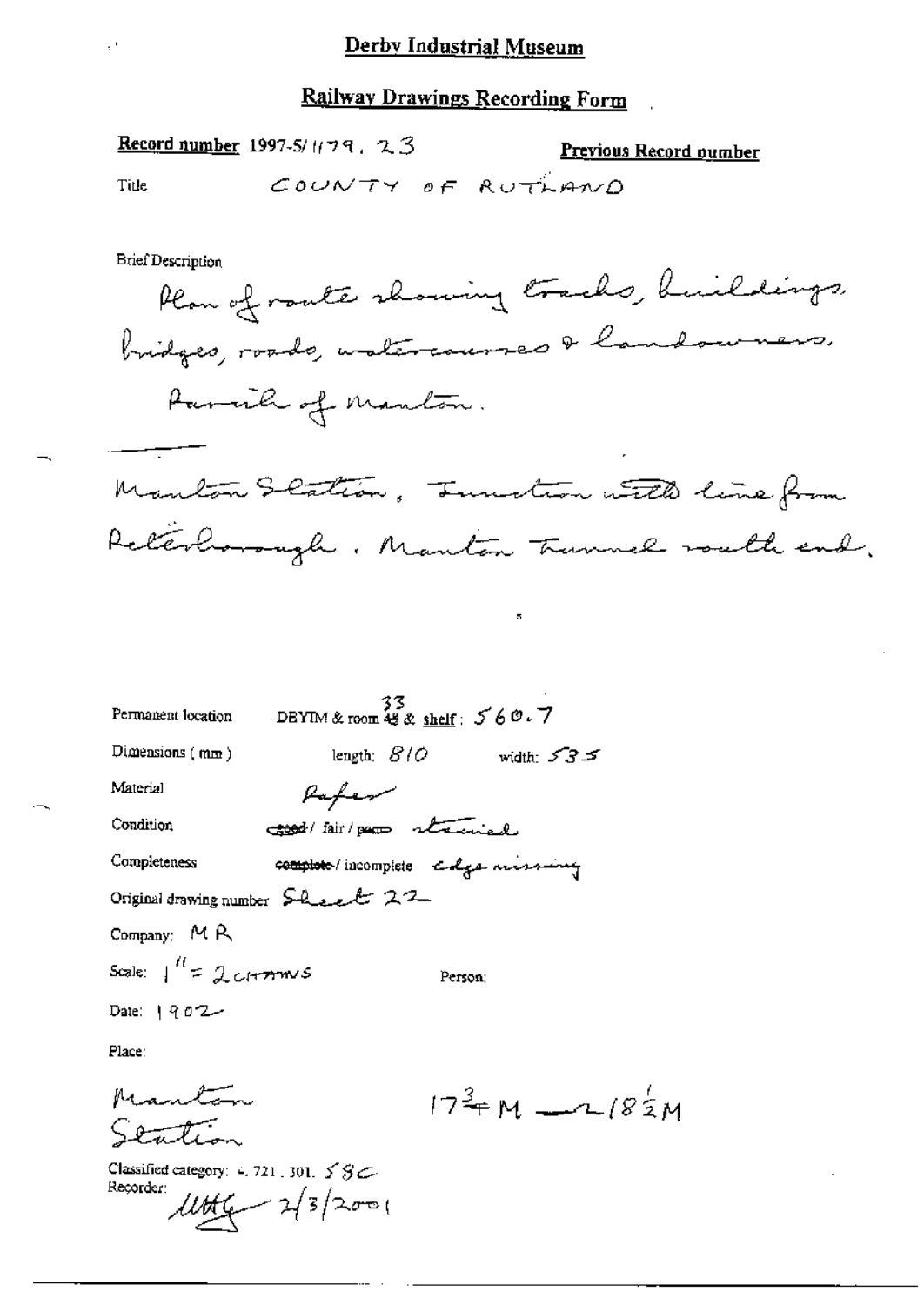# Derby Industrial Museum

## Railway Drawings Recording Form

**Record number** 1997-5/1179. 23 **Previous Record number**

Title COUNTY OF RUTLAND

Brief Description

Plan of route showing tracks, buildings, bridges, roads, watercourses & landowners. Parish of Manton.

Manton Station. Junction with line from Peterborough. Manton Tunnel south end.

Permanent location DBYIM & room 33 & shelf: 560.7

Dimensions (mm) length: 810 width: 535

Material Paper

Condition good / fair / poor stained

Completeness complete / incomplete edge missing

Original drawing number Sheet 22

Company: MR

Scale: 1" = 2 chains Person:

Date: 1902

Place:

Manton Station $17\frac{3}{4}$M — $18\frac{1}{2}$M

Classified category: 4.721.301.58C

Recorder: [signature] 2/3/2001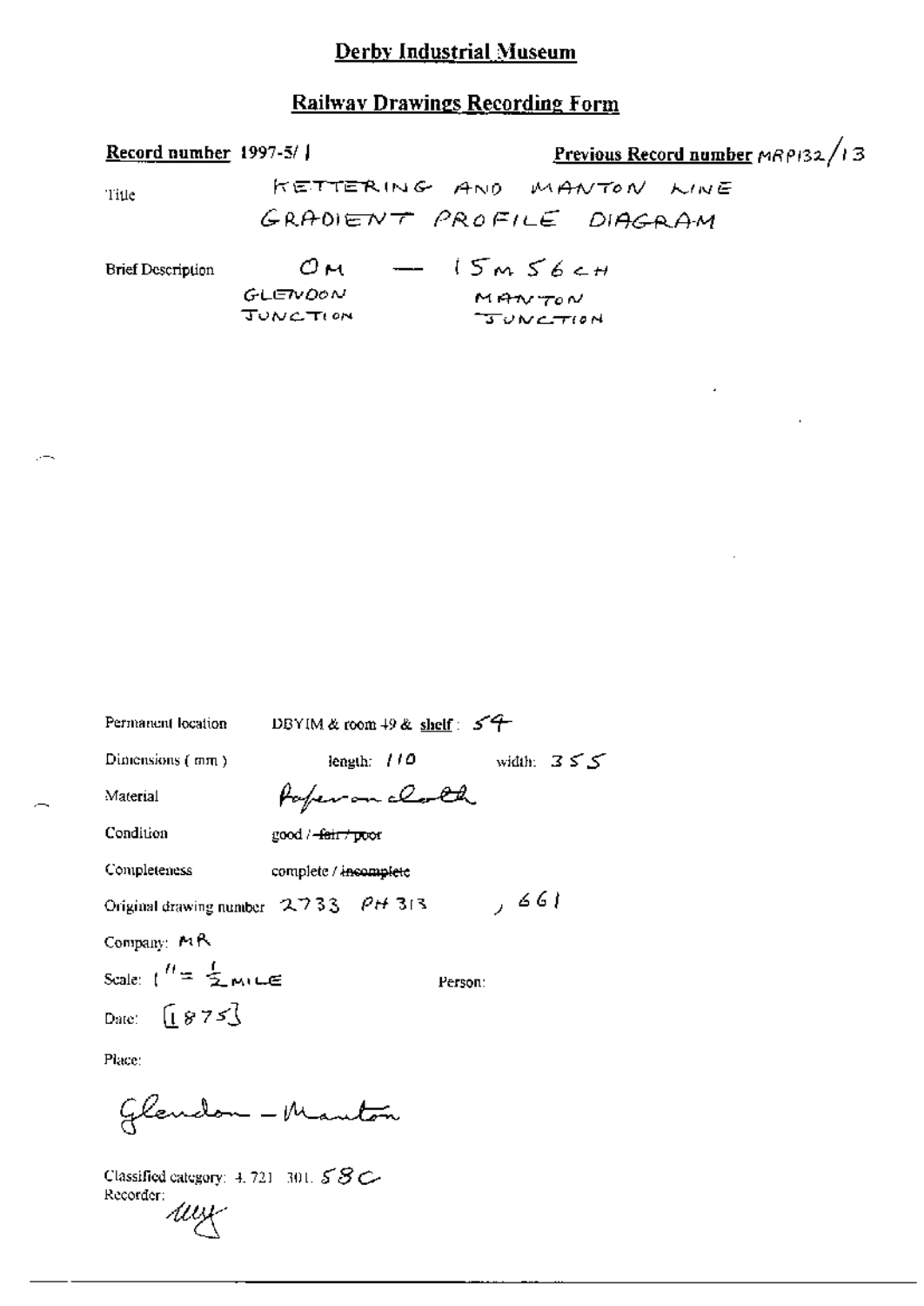# Derby Industrial Museum

## Railway Drawings Recording Form

**Record number** 1997-5/ |

**Previous Record number** MRP132/13

Title: KETTERING AND MANTON LINE GRADIENT PROFILE DIAGRAM

Brief Description: 0M — 15M 56CH
GLENDON JUNCTION — MANTON JUNCTION

Permanent location: DBYIM & room 49 & shelf: 54

Dimensions (mm): length: 110 width: 355

Material: Paper on cloth

Condition: good / ~~fair / poor~~

Completeness: complete / ~~incomplete~~

Original drawing number: 2733 PH 313 , 661

Company: MR

Scale: 1" = ½ MILE

Person:

Date: [1875]

Place:

Glendon – Manton

Classified category: 4. 721. 301. 58C

Recorder: uuy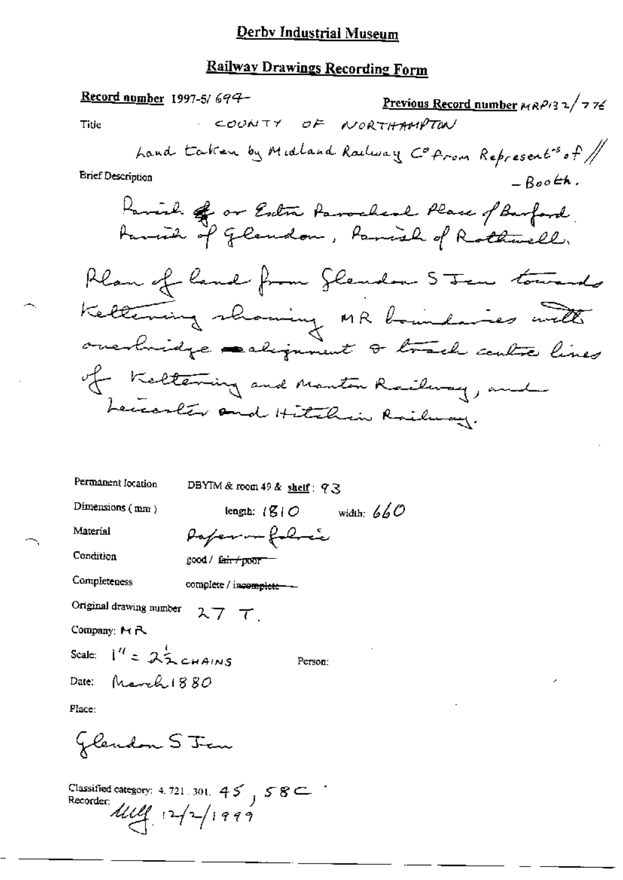# Derby Industrial Museum

## Railway Drawings Recording Form

**Record number** 1997-5/ 694

**Previous Record number** MRP132/776

Title: COUNTY OF NORTHAMPTON

Land taken by Midland Railway Co from Represent's of // - Booth.

Brief Description

Parish of or Extra Parochial Place of Barford. Parish of Glendon, Parish of Rothwell.

Plan of land from Glendon S Jcn towards Kettering showing MR boundaries with overbridge alignment & track centre lines of Kettering and Manton Railway, and Leicester and Hitchin Railway.

Permanent location: DBYIM & room 49 & shelf: 93

Dimensions (mm): length: 1810 width: 660

Material: Paper on fabric

Condition: good / ~~fair / poor~~

Completeness: complete / ~~incomplete~~

Original drawing number: 27 T.

Company: MR

Scale: 1" = 2½ CHAINS

Person:

Date: March 1880

Place:

Glendon S Jcn

Classified category: 4. 721. 301. 45, 58C

Recorder: MLL 12/2/1999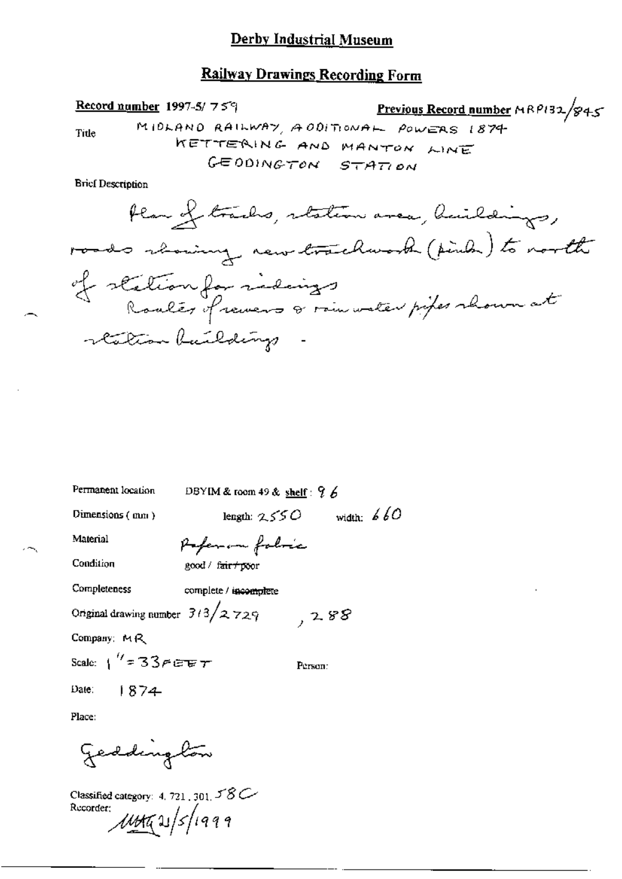# Derby Industrial Museum

## Railway Drawings Recording Form

**Record number** 1997-5/ 759

**Previous Record number** MRP132/845

Title: MIDLAND RAILWAY, ADDITIONAL POWERS 1874
KETTERING AND MANTON LINE
GEDDINGTON STATION

Brief Description

Plan of tracks, station area, buildings, roads showing new trackwork (pink) to north of station for sidings
Routes of sewers & rain water pipes shown at station buildings -

Permanent location: DBYIM & room 49 & shelf : 96

Dimensions ( mm ): length: 2550 width: 660

Material: Paper on fabric

Condition: good / ~~fair / poor~~

Completeness: complete / ~~incomplete~~

Original drawing number: 313/2729 , 288

Company: MR

Scale: 1" = 33 FEET

Person:

Date: 1874

Place:

Geddington

Classified category: 4. 721. 301. 58C

Recorder: MHG 21/5/1999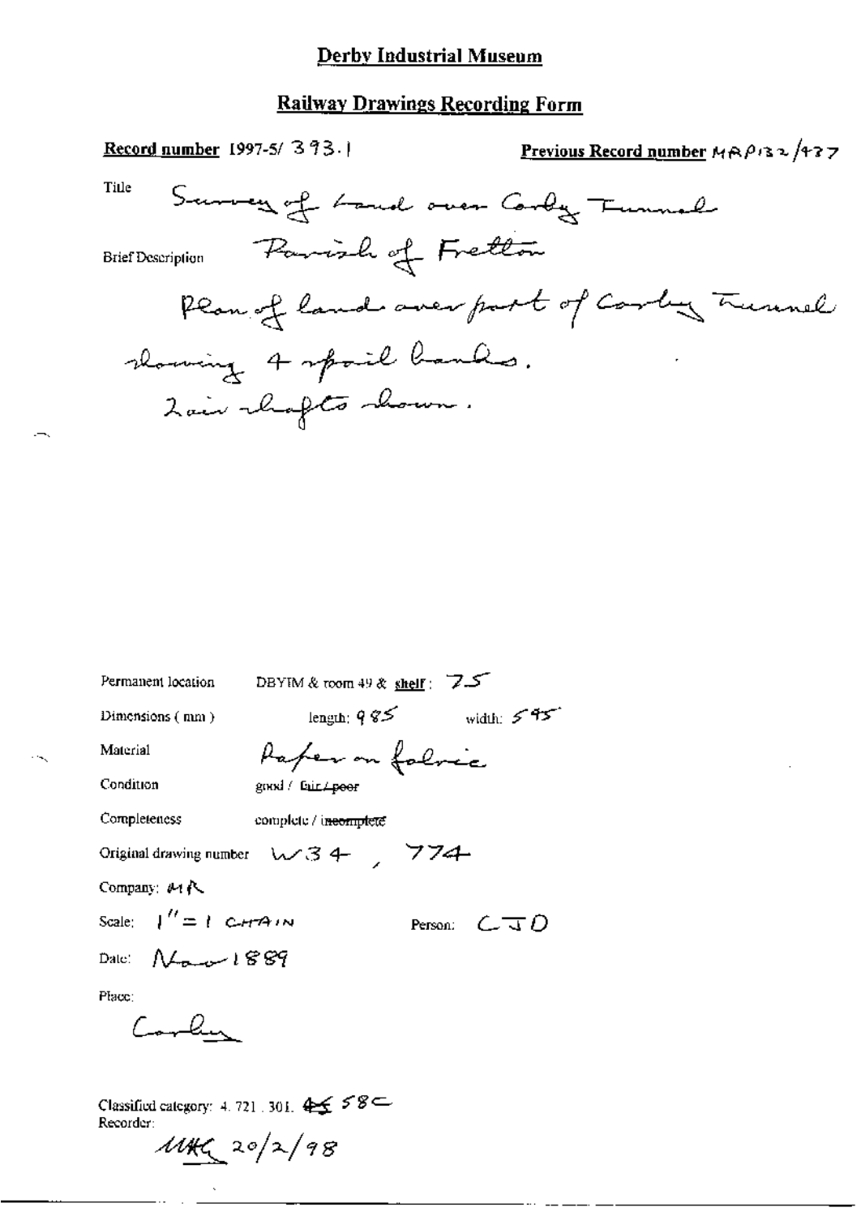# Derby Industrial Museum

## Railway Drawings Recording Form

**Record number** 1997-5/ 393.1

**Previous Record number** MRP132/477

Title: Survey of Land over Corby Tunnel

Brief Description: Parish of Fretton

Plan of land over part of Corby Tunnel showing 4 spoil banks. 2 air shafts shown.

Permanent location: DBYIM & room 49 & **shelf**: 75

Dimensions (mm): length: 985 width: 595

Material: Paper on fabric

Condition: good / ~~fair / poor~~

Completeness: complete / ~~incomplete~~

Original drawing number: W34, 774

Company: MR

Scale: 1" = 1 CHAIN

Person: CJD

Date: Nov 1889

Place: Corby

Classified category: 4.721.301. ~~45~~ 58C

Recorder: MHG 20/2/98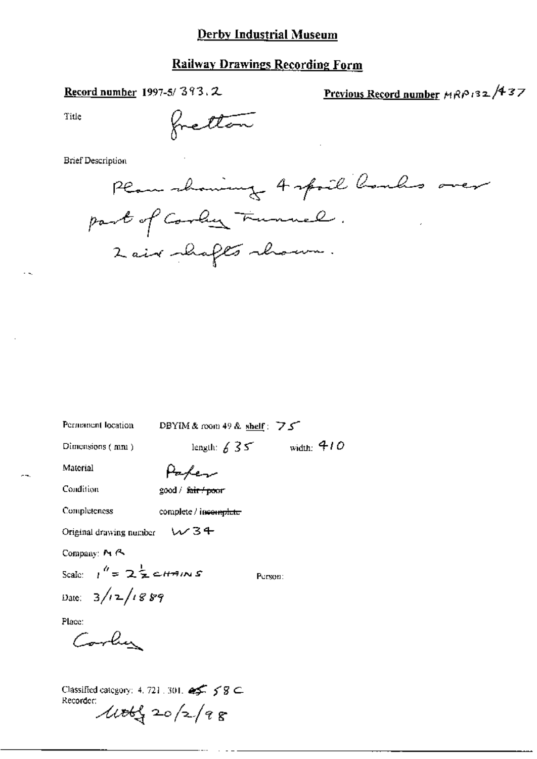# Derby Industrial Museum

## Railway Drawings Recording Form

**Record number** 1997-5/ 393.2

**Previous Record number** MRP132/437

Title: Fretton

Brief Description:

Plan showing 4 spoil banks over part of Corby Tunnel. 2 air shafts shown.

Permanent location: DBYIM & room 49 & shelf: 75

Dimensions (mm): length: 635 width: 410

Material: Paper

Condition: good / ~~fair / poor~~

Completeness: complete / ~~incomplete~~

Original drawing number: W34

Company: MR

Scale: 1" = 2½ CHAINS

Person:

Date: 3/12/1889

Place: Corby

Classified category: 4. 721. 301. ~~45~~ 58C

Recorder: MBG 20/2/98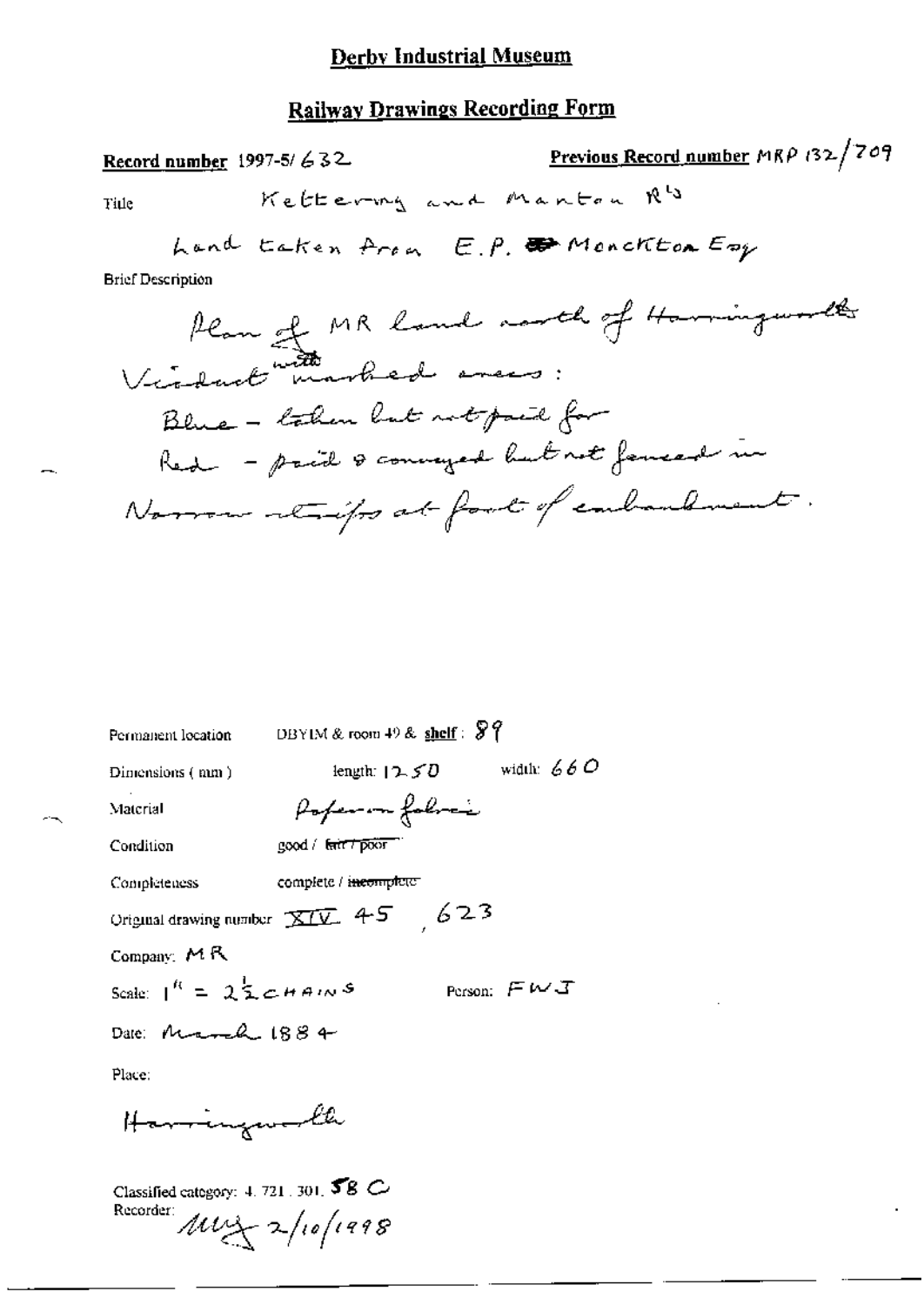## Derby Industrial Museum

## Railway Drawings Recording Form

**Record number** 1997-5/632 **Previous Record number** MRP 132/709

Title Kettering and Manton Rly

Land taken from E.P. Monckton Esq

Brief Description

Plan of MR land north of Harringworth Viaduct with marked areas:
Blue - taken but not paid for
Red - paid & conveyed but not fenced in
Narrow strips at foot of embankment.

Permanent location DBYIM & room 49 & **shelf**: 89

Dimensions (mm) length: 1250 width: 660

Material Paper on fabric

Condition good / ~~fair / poor~~

Completeness complete / ~~incomplete~~

Original drawing number XIV 45, 623

Company: MR

Scale: 1" = 2½ CHAINS Person: FWJ

Date: March 1884

Place:

Harringworth

Classified category: 4. 721. 301. 58 C

Recorder: MLG 2/10/1998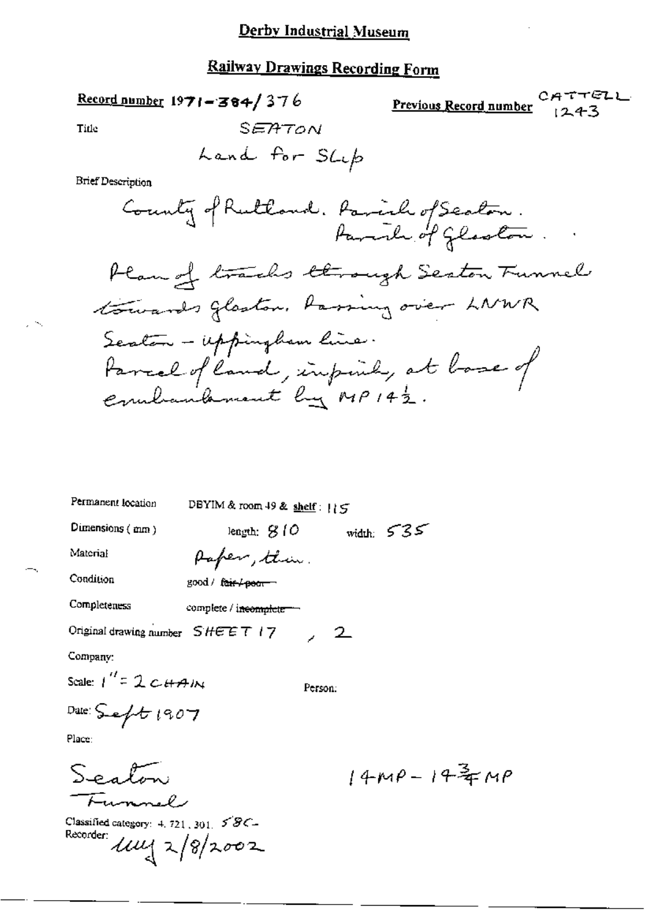# Derby Industrial Museum

## Railway Drawings Recording Form

**Record number** 1971-384/376 **Previous Record number** CATTELL 1243

Title SEATON

Land for Slip

Brief Description

County of Rutland. Parish of Seaton. Parish of Glaston.

Plan of tracks through Seaton Tunnel towards Glaston. Passing over LNWR Seaton – Uppingham line.

Parcel of land, in pink, at base of embankment by MP 14½.

Permanent location DBYIM & room 49 & shelf: 115

Dimensions (mm) length: 810 width: 535

Material Paper, thin.

Condition good / ~~fair / poor~~

Completeness complete / ~~incomplete~~

Original drawing number SHEET 17 , 2

Company:

Scale: 1" = 2 CHAIN

Person:

Date: Sept 1907

Place:

Seaton Tunnel

14MP – 14¾MP

Classified category: 4.721.301. 58C–

Recorder: ueq 2/8/2002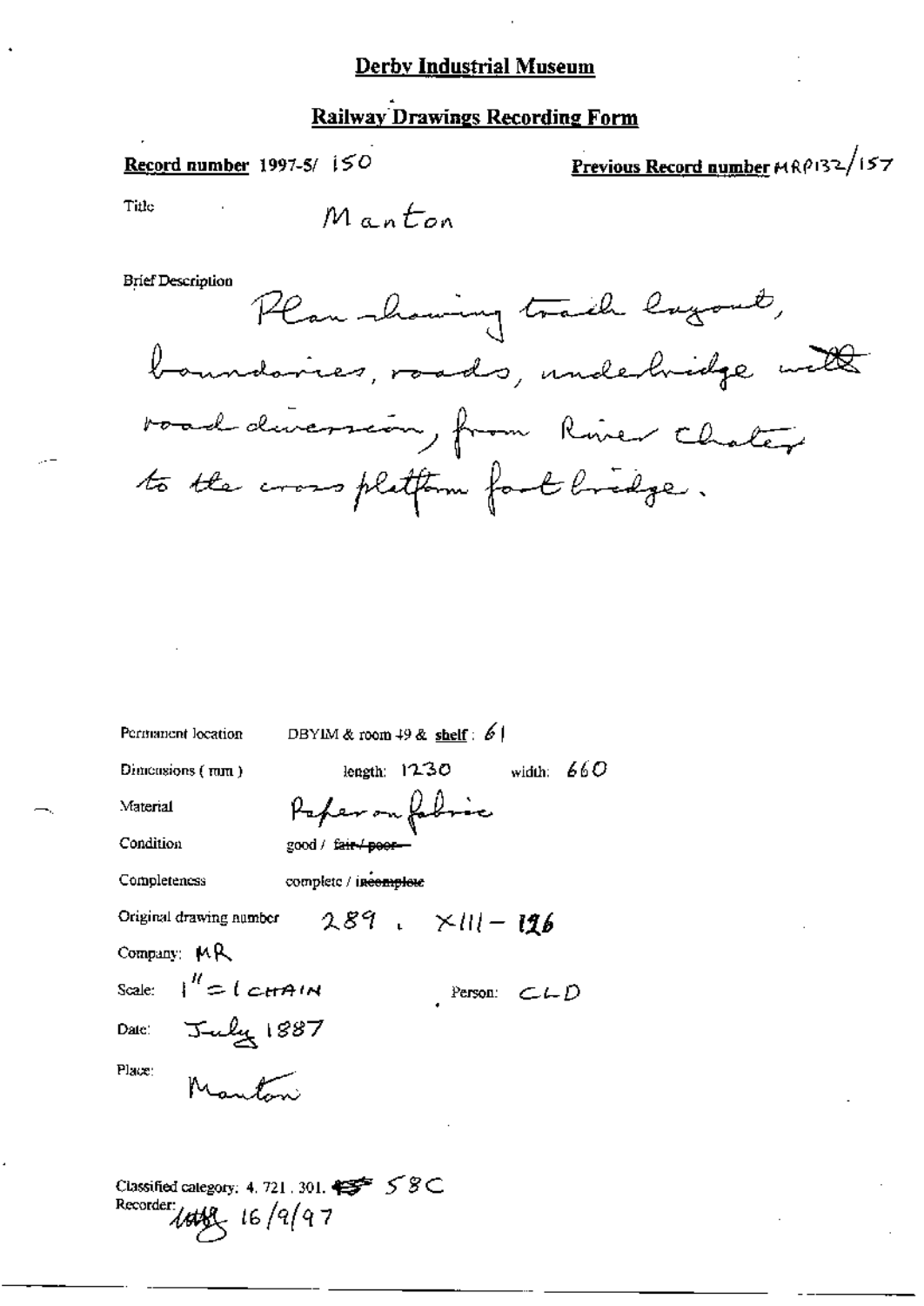# Derby Industrial Museum

## Railway Drawings Recording Form

**Record number** 1997-5/ 150

**Previous Record number** MRP132/157

Title: Manton

Brief Description: Plan showing track layout, boundaries, roads, underbridge with road diversion, from River Chater to the cross platform foot bridge.

Permanent location: DBYIM & room 49 & shelf: 61

Dimensions (mm): length: 1230 width: 660

Material: Paper on fabric

Condition: good / ~~fair / poor~~

Completeness: complete / ~~incomplete~~

Original drawing number: 289 . X111 – 126

Company: MR

Scale: 1" = 1 CHAIN

Person: CLD

Date: July 1887

Place: Manton

Classified category: 4. 721 . 301. 58C

Recorder: 16/9/97